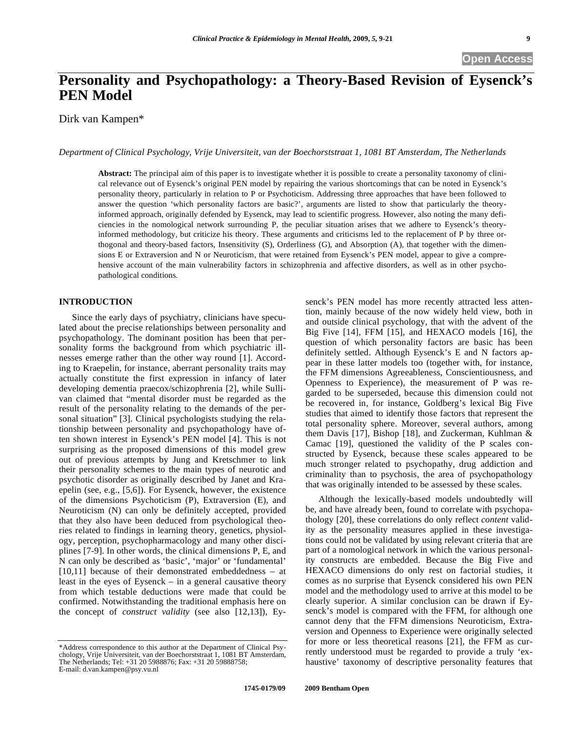# Personality and Psychopathology: a Theory-Based Revision of Eysenck's PEN Model

Dirk van Kampen*

*Department of Clinical Psychology, Vrije Universiteit, van der Boechorststraat 1, 1081 BT Amsterdam, The Netherlands*

**Abstract:** The principal aim of this paper is to investigate whether it is possible to create a personality taxonomy of clinical relevance out of Eysenck's original PEN model by repairing the various shortcomings that can be noted in Eysenck's personality theory, particularly in relation to P or Psychoticism. Addressing three approaches that have been followed to answer the question 'which personality factors are basic?', arguments are listed to show that particularly the theory-informed approach, originally defended by Eysenck, may lead to scientific progress. However, also noting the many deficiencies in the nomological network surrounding P, the peculiar situation arises that we adhere to Eysenck's theory-informed methodology, but criticize his theory. These arguments and criticisms led to the replacement of P by three orthogonal and theory-based factors, Insensitivity (S), Orderliness (G), and Absorption (A), that together with the dimensions E or Extraversion and N or Neuroticism, that were retained from Eysenck's PEN model, appear to give a comprehensive account of the main vulnerability factors in schizophrenia and affective disorders, as well as in other psychopathological conditions.

## INTRODUCTION

Since the early days of psychiatry, clinicians have speculated about the precise relationships between personality and psychopathology. The dominant position has been that personality forms the background from which psychiatric illnesses emerge rather than the other way round [1]. According to Kraepelin, for instance, aberrant personality traits may actually constitute the first expression in infancy of later developing dementia praecox/schizophrenia [2], while Sullivan claimed that "mental disorder must be regarded as the result of the personality relating to the demands of the personal situation" [3]. Clinical psychologists studying the relationship between personality and psychopathology have often shown interest in Eysenck's PEN model [4]. This is not surprising as the proposed dimensions of this model grew out of previous attempts by Jung and Kretschmer to link their personality schemes to the main types of neurotic and psychotic disorder as originally described by Janet and Kraepelin (see, e.g., [5,6]). For Eysenck, however, the existence of the dimensions Psychoticism (P), Extraversion (E), and Neuroticism (N) can only be definitely accepted, provided that they also have been deduced from psychological theories related to findings in learning theory, genetics, physiology, perception, psychopharmacology and many other disciplines [7-9]. In other words, the clinical dimensions P, E, and N can only be described as 'basic', 'major' or 'fundamental' [10,11] because of their demonstrated embeddedness – at least in the eyes of Eysenck – in a general causative theory from which testable deductions were made that could be confirmed. Notwithstanding the traditional emphasis here on the concept of *construct validity* (see also [12,13]), Eysenck's PEN model has more recently attracted less attention, mainly because of the now widely held view, both in and outside clinical psychology, that with the advent of the Big Five [14], FFM [15], and HEXACO models [16], the question of which personality factors are basic has been definitely settled. Although Eysenck's E and N factors appear in these latter models too (together with, for instance, the FFM dimensions Agreeableness, Conscientiousness, and Openness to Experience), the measurement of P was regarded to be superseded, because this dimension could not be recovered in, for instance, Goldberg's lexical Big Five studies that aimed to identify those factors that represent the total personality sphere. Moreover, several authors, among them Davis [17], Bishop [18], and Zuckerman, Kuhlman & Camac [19], questioned the validity of the P scales constructed by Eysenck, because these scales appeared to be much stronger related to psychopathy, drug addiction and criminality than to psychosis, the area of psychopathology that was originally intended to be assessed by these scales.

Although the lexically-based models undoubtedly will be, and have already been, found to correlate with psychopathology [20], these correlations do only reflect *content* validity as the personality measures applied in these investigations could not be validated by using relevant criteria that are part of a nomological network in which the various personality constructs are embedded. Because the Big Five and HEXACO dimensions do only rest on factorial studies, it comes as no surprise that Eysenck considered his own PEN model and the methodology used to arrive at this model to be clearly superior. A similar conclusion can be drawn if Eysenck's model is compared with the FFM, for although one cannot deny that the FFM dimensions Neuroticism, Extraversion and Openness to Experience were originally selected for more or less theoretical reasons [21], the FFM as currently understood must be regarded to provide a truly 'exhaustive' taxonomy of descriptive personality features that

---

*Address correspondence to this author at the Department of Clinical Psychology, Vrije Universiteit, van der Boechorststraat 1, 1081 BT Amsterdam, The Netherlands; Tel: +31 20 5988876; Fax: +31 20 59888758; E-mail: d.van.kampen@psy.vu.nl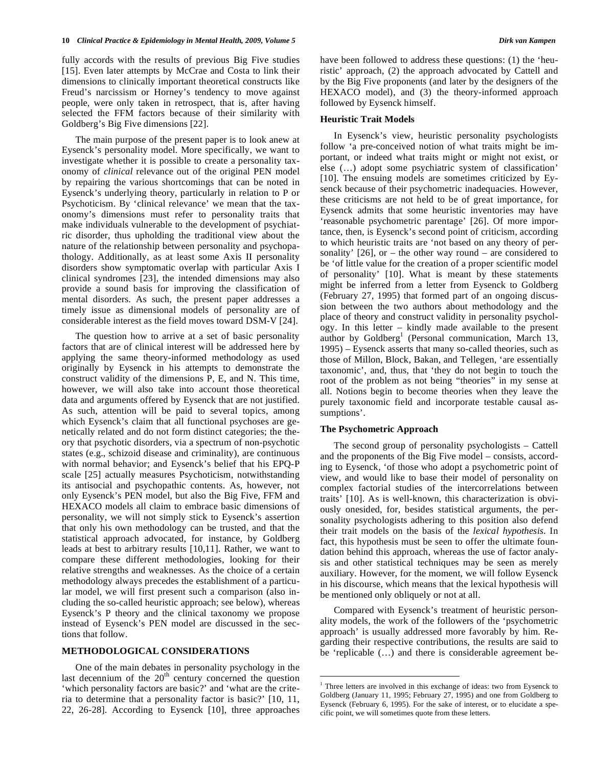fully accords with the results of previous Big Five studies [15]. Even later attempts by McCrae and Costa to link their dimensions to clinically important theoretical constructs like Freud's narcissism or Horney's tendency to move against people, were only taken in retrospect, that is, after having selected the FFM factors because of their similarity with Goldberg's Big Five dimensions [22].

The main purpose of the present paper is to look anew at Eysenck's personality model. More specifically, we want to investigate whether it is possible to create a personality taxonomy of *clinical* relevance out of the original PEN model by repairing the various shortcomings that can be noted in Eysenck's underlying theory, particularly in relation to P or Psychoticism. By 'clinical relevance' we mean that the taxonomy's dimensions must refer to personality traits that make individuals vulnerable to the development of psychiatric disorder, thus upholding the traditional view about the nature of the relationship between personality and psychopathology. Additionally, as at least some Axis II personality disorders show symptomatic overlap with particular Axis I clinical syndromes [23], the intended dimensions may also provide a sound basis for improving the classification of mental disorders. As such, the present paper addresses a timely issue as dimensional models of personality are of considerable interest as the field moves toward DSM-V [24].

The question how to arrive at a set of basic personality factors that are of clinical interest will be addressed here by applying the same theory-informed methodology as used originally by Eysenck in his attempts to demonstrate the construct validity of the dimensions P, E, and N. This time, however, we will also take into account those theoretical data and arguments offered by Eysenck that are not justified. As such, attention will be paid to several topics, among which Eysenck's claim that all functional psychoses are genetically related and do not form distinct categories; the theory that psychotic disorders, via a spectrum of non-psychotic states (e.g., schizoid disease and criminality), are continuous with normal behavior; and Eysenck's belief that his EPQ-P scale [25] actually measures Psychoticism, notwithstanding its antisocial and psychopathic contents. As, however, not only Eysenck's PEN model, but also the Big Five, FFM and HEXACO models all claim to embrace basic dimensions of personality, we will not simply stick to Eysenck's assertion that only his own methodology can be trusted, and that the statistical approach advocated, for instance, by Goldberg leads at best to arbitrary results [10,11]. Rather, we want to compare these different methodologies, looking for their relative strengths and weaknesses. As the choice of a certain methodology always precedes the establishment of a particular model, we will first present such a comparison (also including the so-called heuristic approach; see below), whereas Eysenck's P theory and the clinical taxonomy we propose instead of Eysenck's PEN model are discussed in the sections that follow.

## METHODOLOGICAL CONSIDERATIONS

One of the main debates in personality psychology in the last decennium of the 20th century concerned the question 'which personality factors are basic?' and 'what are the criteria to determine that a personality factor is basic?' [10, 11, 22, 26-28]. According to Eysenck [10], three approaches have been followed to address these questions: (1) the 'heuristic' approach, (2) the approach advocated by Cattell and by the Big Five proponents (and later by the designers of the HEXACO model), and (3) the theory-informed approach followed by Eysenck himself.

### Heuristic Trait Models

In Eysenck's view, heuristic personality psychologists follow 'a pre-conceived notion of what traits might be important, or indeed what traits might or might not exist, or else (…) adopt some psychiatric system of classification' [10]. The ensuing models are sometimes criticized by Eysenck because of their psychometric inadequacies. However, these criticisms are not held to be of great importance, for Eysenck admits that some heuristic inventories may have 'reasonable psychometric parentage' [26]. Of more importance, then, is Eysenck's second point of criticism, according to which heuristic traits are 'not based on any theory of personality' [26], or – the other way round – are considered to be 'of little value for the creation of a proper scientific model of personality' [10]. What is meant by these statements might be inferred from a letter from Eysenck to Goldberg (February 27, 1995) that formed part of an ongoing discussion between the two authors about methodology and the place of theory and construct validity in personality psychology. In this letter – kindly made available to the present author by Goldberg[1] (Personal communication, March 13, 1995) – Eysenck asserts that many so-called theories, such as those of Millon, Block, Bakan, and Tellegen, 'are essentially taxonomic', and, thus, that 'they do not begin to touch the root of the problem as not being "theories" in my sense at all. Notions begin to become theories when they leave the purely taxonomic field and incorporate testable causal assumptions'.

### The Psychometric Approach

The second group of personality psychologists – Cattell and the proponents of the Big Five model – consists, according to Eysenck, 'of those who adopt a psychometric point of view, and would like to base their model of personality on complex factorial studies of the intercorrelations between traits' [10]. As is well-known, this characterization is obviously onesided, for, besides statistical arguments, the personality psychologists adhering to this position also defend their trait models on the basis of the *lexical hypothesis*. In fact, this hypothesis must be seen to offer the ultimate foundation behind this approach, whereas the use of factor analysis and other statistical techniques may be seen as merely auxiliary. However, for the moment, we will follow Eysenck in his discourse, which means that the lexical hypothesis will be mentioned only obliquely or not at all.

Compared with Eysenck's treatment of heuristic personality models, the work of the followers of the 'psychometric approach' is usually addressed more favorably by him. Regarding their respective contributions, the results are said to be 'replicable (…) and there is considerable agreement be-

[1] Three letters are involved in this exchange of ideas: two from Eysenck to Goldberg (January 11, 1995; February 27, 1995) and one from Goldberg to Eysenck (February 6, 1995). For the sake of interest, or to elucidate a specific point, we will sometimes quote from these letters.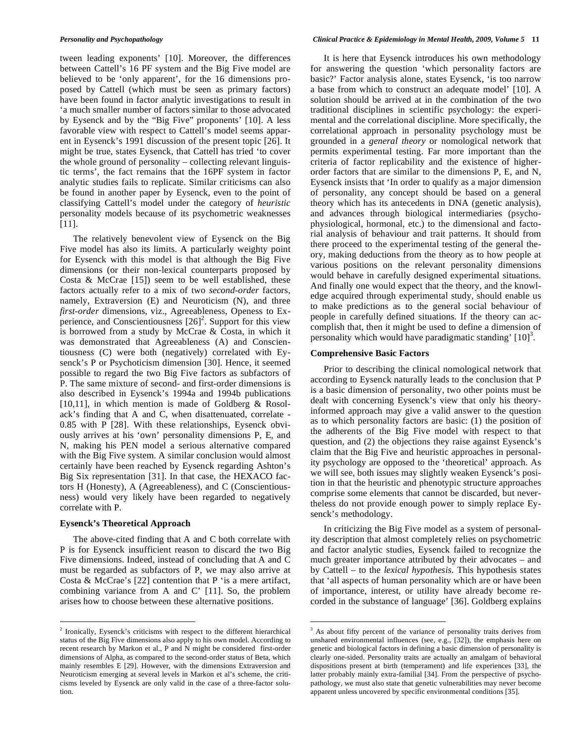tween leading exponents' [10]. Moreover, the differences between Cattell's 16 PF system and the Big Five model are believed to be 'only apparent', for the 16 dimensions proposed by Cattell (which must be seen as primary factors) have been found in factor analytic investigations to result in 'a much smaller number of factors similar to those advocated by Eysenck and by the "Big Five" proponents' [10]. A less favorable view with respect to Cattell's model seems apparent in Eysenck's 1991 discussion of the present topic [26]. It might be true, states Eysenck, that Cattell has tried 'to cover the whole ground of personality – collecting relevant linguistic terms', the fact remains that the 16PF system in factor analytic studies fails to replicate. Similar criticisms can also be found in another paper by Eysenck, even to the point of classifying Cattell's model under the category of *heuristic* personality models because of its psychometric weaknesses [11].

The relatively benevolent view of Eysenck on the Big Five model has also its limits. A particularly weighty point for Eysenck with this model is that although the Big Five dimensions (or their non-lexical counterparts proposed by Costa & McCrae [15]) seem to be well established, these factors actually refer to a mix of two *second-order* factors, namely, Extraversion (E) and Neuroticism (N), and three *first-order* dimensions, viz., Agreeableness, Openess to Experience, and Conscientiousness [26][2]. Support for this view is borrowed from a study by McCrae & Costa, in which it was demonstrated that Agreeableness (A) and Conscientiousness (C) were both (negatively) correlated with Eysenck's P or Psychoticism dimension [30]. Hence, it seemed possible to regard the two Big Five factors as subfactors of P. The same mixture of second- and first-order dimensions is also described in Eysenck's 1994a and 1994b publications [10,11], in which mention is made of Goldberg & Rosolack's finding that A and C, when disattenuated, correlate -0.85 with P [28]. With these relationships, Eysenck obviously arrives at his 'own' personality dimensions P, E, and N, making his PEN model a serious alternative compared with the Big Five system. A similar conclusion would almost certainly have been reached by Eysenck regarding Ashton's Big Six representation [31]. In that case, the HEXACO factors H (Honesty), A (Agreeableness), and C (Conscientiousness) would very likely have been regarded to negatively correlate with P.

## Eysenck's Theoretical Approach

The above-cited finding that A and C both correlate with P is for Eysenck insufficient reason to discard the two Big Five dimensions. Indeed, instead of concluding that A and C must be regarded as subfactors of P, we may also arrive at Costa & McCrae's [22] contention that P 'is a mere artifact, combining variance from A and C' [11]. So, the problem arises how to choose between these alternative positions.

It is here that Eysenck introduces his own methodology for answering the question 'which personality factors are basic?' Factor analysis alone, states Eysenck, 'is too narrow a base from which to construct an adequate model' [10]. A solution should be arrived at in the combination of the two traditional disciplines in scientific psychology: the experimental and the correlational discipline. More specifically, the correlational approach in personality psychology must be grounded in a *general theory* or nomological network that permits experimental testing. Far more important than the criteria of factor replicability and the existence of higher-order factors that are similar to the dimensions P, E, and N, Eysenck insists that 'In order to qualify as a major dimension of personality, any concept should be based on a general theory which has its antecedents in DNA (genetic analysis), and advances through biological intermediaries (psychophysiological, hormonal, etc.) to the dimensional and factorial analysis of behaviour and trait patterns. It should from there proceed to the experimental testing of the general theory, making deductions from the theory as to how people at various positions on the relevant personality dimensions would behave in carefully designed experimental situations. And finally one would expect that the theory, and the knowledge acquired through experimental study, should enable us to make predictions as to the general social behaviour of people in carefully defined situations. If the theory can accomplish that, then it might be used to define a dimension of personality which would have paradigmatic standing' [10][3].

## Comprehensive Basic Factors

Prior to describing the clinical nomological network that according to Eysenck naturally leads to the conclusion that P is a basic dimension of personality, two other points must be dealt with concerning Eysenck's view that only his theory-informed approach may give a valid answer to the question as to which personality factors are basic: (1) the position of the adherents of the Big Five model with respect to that question, and (2) the objections they raise against Eysenck's claim that the Big Five and heuristic approaches in personality psychology are opposed to the 'theoretical' approach. As we will see, both issues may slightly weaken Eysenck's position in that the heuristic and phenotypic structure approaches comprise some elements that cannot be discarded, but nevertheless do not provide enough power to simply replace Eysenck's methodology.

In criticizing the Big Five model as a system of personality description that almost completely relies on psychometric and factor analytic studies, Eysenck failed to recognize the much greater importance attributed by their advocates – and by Cattell – to the *lexical hypothesis*. This hypothesis states that 'all aspects of human personality which are or have been of importance, interest, or utility have already become recorded in the substance of language' [36]. Goldberg explains

---

[2] Ironically, Eysenck's criticisms with respect to the different hierarchical status of the Big Five dimensions also apply to his own model. According to recent research by Markon et al., P and N might be considered first-order dimensions of Alpha, as compared to the second-order status of Beta, which mainly resembles E [29]. However, with the dimensions Extraversion and Neuroticism emerging at several levels in Markon et al's scheme, the criticisms leveled by Eysenck are only valid in the case of a three-factor solution.

[3] As about fifty percent of the variance of personality traits derives from unshared environmental influences (see, e.g., [32]), the emphasis here on genetic and biological factors in defining a basic dimension of personality is clearly one-sided. Personality traits are actually an amalgam of behavioral dispositions present at birth (temperament) and life experiences [33], the latter probably mainly extra-familial [34]. From the perspective of psychopathology, we must also state that genetic vulnerabilities may never become apparent unless uncovered by specific environmental conditions [35].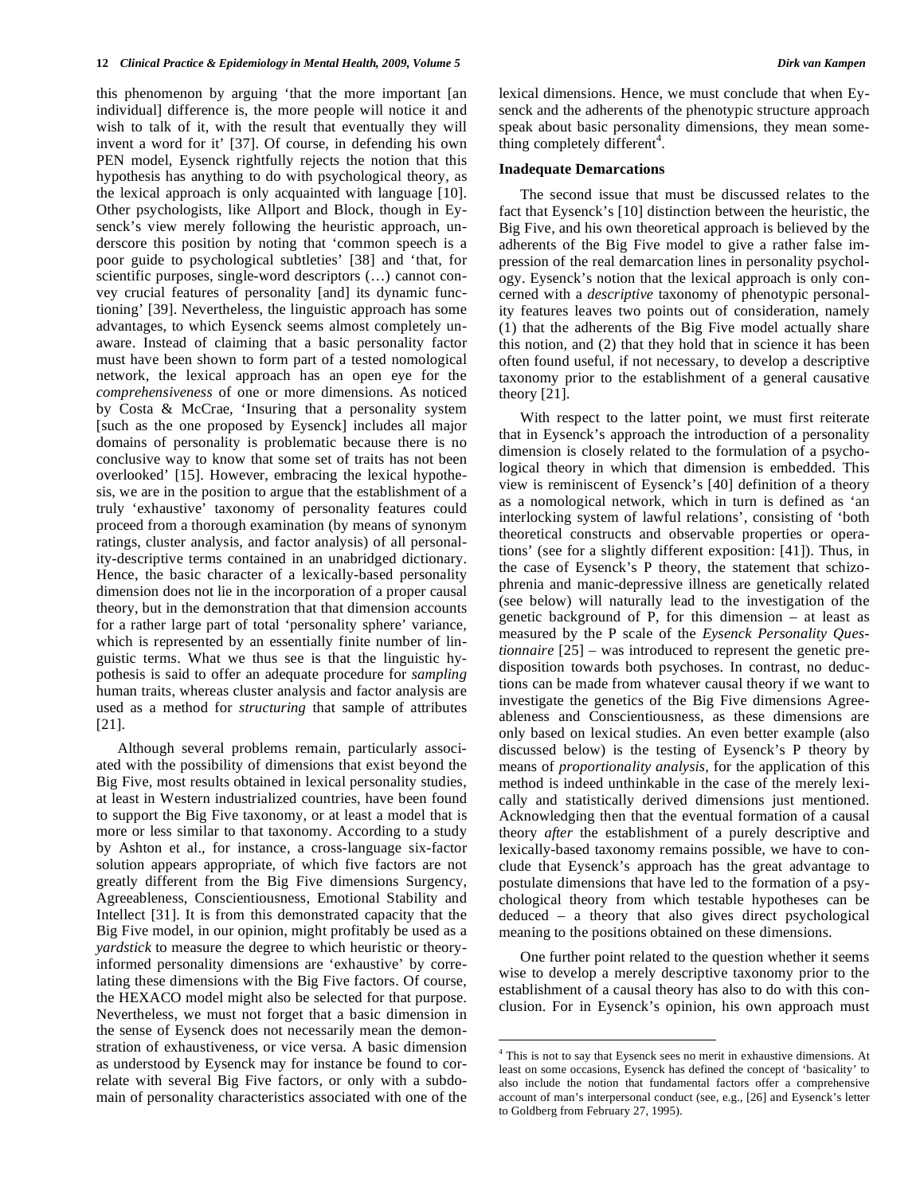this phenomenon by arguing 'that the more important [an individual] difference is, the more people will notice it and wish to talk of it, with the result that eventually they will invent a word for it' [37]. Of course, in defending his own PEN model, Eysenck rightfully rejects the notion that this hypothesis has anything to do with psychological theory, as the lexical approach is only acquainted with language [10]. Other psychologists, like Allport and Block, though in Eysenck's view merely following the heuristic approach, underscore this position by noting that 'common speech is a poor guide to psychological subtleties' [38] and 'that, for scientific purposes, single-word descriptors (…) cannot convey crucial features of personality [and] its dynamic functioning' [39]. Nevertheless, the linguistic approach has some advantages, to which Eysenck seems almost completely unaware. Instead of claiming that a basic personality factor must have been shown to form part of a tested nomological network, the lexical approach has an open eye for the *comprehensiveness* of one or more dimensions. As noticed by Costa & McCrae, 'Insuring that a personality system [such as the one proposed by Eysenck] includes all major domains of personality is problematic because there is no conclusive way to know that some set of traits has not been overlooked' [15]. However, embracing the lexical hypothesis, we are in the position to argue that the establishment of a truly 'exhaustive' taxonomy of personality features could proceed from a thorough examination (by means of synonym ratings, cluster analysis, and factor analysis) of all personality-descriptive terms contained in an unabridged dictionary. Hence, the basic character of a lexically-based personality dimension does not lie in the incorporation of a proper causal theory, but in the demonstration that that dimension accounts for a rather large part of total 'personality sphere' variance, which is represented by an essentially finite number of linguistic terms. What we thus see is that the linguistic hypothesis is said to offer an adequate procedure for *sampling* human traits, whereas cluster analysis and factor analysis are used as a method for *structuring* that sample of attributes [21].

Although several problems remain, particularly associated with the possibility of dimensions that exist beyond the Big Five, most results obtained in lexical personality studies, at least in Western industrialized countries, have been found to support the Big Five taxonomy, or at least a model that is more or less similar to that taxonomy. According to a study by Ashton et al., for instance, a cross-language six-factor solution appears appropriate, of which five factors are not greatly different from the Big Five dimensions Surgency, Agreeableness, Conscientiousness, Emotional Stability and Intellect [31]. It is from this demonstrated capacity that the Big Five model, in our opinion, might profitably be used as a *yardstick* to measure the degree to which heuristic or theory-informed personality dimensions are 'exhaustive' by correlating these dimensions with the Big Five factors. Of course, the HEXACO model might also be selected for that purpose. Nevertheless, we must not forget that a basic dimension in the sense of Eysenck does not necessarily mean the demonstration of exhaustiveness, or vice versa. A basic dimension as understood by Eysenck may for instance be found to correlate with several Big Five factors, or only with a subdomain of personality characteristics associated with one of the lexical dimensions. Hence, we must conclude that when Eysenck and the adherents of the phenotypic structure approach speak about basic personality dimensions, they mean something completely different[4].

## Inadequate Demarcations

The second issue that must be discussed relates to the fact that Eysenck's [10] distinction between the heuristic, the Big Five, and his own theoretical approach is believed by the adherents of the Big Five model to give a rather false impression of the real demarcation lines in personality psychology. Eysenck's notion that the lexical approach is only concerned with a *descriptive* taxonomy of phenotypic personality features leaves two points out of consideration, namely (1) that the adherents of the Big Five model actually share this notion, and (2) that they hold that in science it has been often found useful, if not necessary, to develop a descriptive taxonomy prior to the establishment of a general causative theory [21].

With respect to the latter point, we must first reiterate that in Eysenck's approach the introduction of a personality dimension is closely related to the formulation of a psychological theory in which that dimension is embedded. This view is reminiscent of Eysenck's [40] definition of a theory as a nomological network, which in turn is defined as 'an interlocking system of lawful relations', consisting of 'both theoretical constructs and observable properties or operations' (see for a slightly different exposition: [41]). Thus, in the case of Eysenck's P theory, the statement that schizophrenia and manic-depressive illness are genetically related (see below) will naturally lead to the investigation of the genetic background of P, for this dimension – at least as measured by the P scale of the *Eysenck Personality Questionnaire* [25] – was introduced to represent the genetic predisposition towards both psychoses. In contrast, no deductions can be made from whatever causal theory if we want to investigate the genetics of the Big Five dimensions Agreeableness and Conscientiousness, as these dimensions are only based on lexical studies. An even better example (also discussed below) is the testing of Eysenck's P theory by means of *proportionality analysis*, for the application of this method is indeed unthinkable in the case of the merely lexically and statistically derived dimensions just mentioned. Acknowledging then that the eventual formation of a causal theory *after* the establishment of a purely descriptive and lexically-based taxonomy remains possible, we have to conclude that Eysenck's approach has the great advantage to postulate dimensions that have led to the formation of a psychological theory from which testable hypotheses can be deduced – a theory that also gives direct psychological meaning to the positions obtained on these dimensions.

One further point related to the question whether it seems wise to develop a merely descriptive taxonomy prior to the establishment of a causal theory has also to do with this conclusion. For in Eysenck's opinion, his own approach must

---

[4] This is not to say that Eysenck sees no merit in exhaustive dimensions. At least on some occasions, Eysenck has defined the concept of 'basicality' to also include the notion that fundamental factors offer a comprehensive account of man's interpersonal conduct (see, e.g., [26] and Eysenck's letter to Goldberg from February 27, 1995).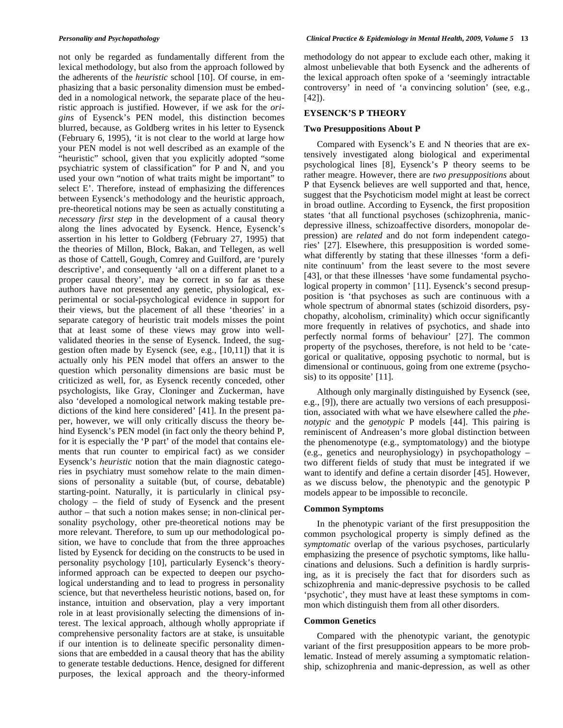not only be regarded as fundamentally different from the lexical methodology, but also from the approach followed by the adherents of the *heuristic* school [10]. Of course, in emphasizing that a basic personality dimension must be embedded in a nomological network, the separate place of the heuristic approach is justified. However, if we ask for the *origins* of Eysenck's PEN model, this distinction becomes blurred, because, as Goldberg writes in his letter to Eysenck (February 6, 1995), 'it is not clear to the world at large how your PEN model is not well described as an example of the "heuristic" school, given that you explicitly adopted "some psychiatric system of classification" for P and N, and you used your own "notion of what traits might be important" to select E'. Therefore, instead of emphasizing the differences between Eysenck's methodology and the heuristic approach, pre-theoretical notions may be seen as actually constituting a *necessary first step* in the development of a causal theory along the lines advocated by Eysenck. Hence, Eysenck's assertion in his letter to Goldberg (February 27, 1995) that the theories of Millon, Block, Bakan, and Tellegen, as well as those of Cattell, Gough, Comrey and Guilford, are 'purely descriptive', and consequently 'all on a different planet to a proper causal theory', may be correct in so far as these authors have not presented any genetic, physiological, experimental or social-psychological evidence in support for their views, but the placement of all these 'theories' in a separate category of heuristic trait models misses the point that at least some of these views may grow into well-validated theories in the sense of Eysenck. Indeed, the suggestion often made by Eysenck (see, e.g., [10,11]) that it is actually only his PEN model that offers an answer to the question which personality dimensions are basic must be criticized as well, for, as Eysenck recently conceded, other psychologists, like Gray, Cloninger and Zuckerman, have also 'developed a nomological network making testable predictions of the kind here considered' [41]. In the present paper, however, we will only critically discuss the theory behind Eysenck's PEN model (in fact only the theory behind P, for it is especially the 'P part' of the model that contains elements that run counter to empirical fact) as we consider Eysenck's *heuristic* notion that the main diagnostic categories in psychiatry must somehow relate to the main dimensions of personality a suitable (but, of course, debatable) starting-point. Naturally, it is particularly in clinical psychology – the field of study of Eysenck and the present author – that such a notion makes sense; in non-clinical personality psychology, other pre-theoretical notions may be more relevant. Therefore, to sum up our methodological position, we have to conclude that from the three approaches listed by Eysenck for deciding on the constructs to be used in personality psychology [10], particularly Eysenck's theory-informed approach can be expected to deepen our psychological understanding and to lead to progress in personality science, but that nevertheless heuristic notions, based on, for instance, intuition and observation, play a very important role in at least provisionally selecting the dimensions of interest. The lexical approach, although wholly appropriate if comprehensive personality factors are at stake, is unsuitable if our intention is to delineate specific personality dimensions that are embedded in a causal theory that has the ability to generate testable deductions. Hence, designed for different purposes, the lexical approach and the theory-informed methodology do not appear to exclude each other, making it almost unbelievable that both Eysenck and the adherents of the lexical approach often spoke of a 'seemingly intractable controversy' in need of 'a convincing solution' (see, e.g., [42]).

## EYSENCK'S P THEORY

### Two Presuppositions About P

Compared with Eysenck's E and N theories that are extensively investigated along biological and experimental psychological lines [8], Eysenck's P theory seems to be rather meagre. However, there are *two presuppositions* about P that Eysenck believes are well supported and that, hence, suggest that the Psychoticism model might at least be correct in broad outline. According to Eysenck, the first proposition states 'that all functional psychoses (schizophrenia, manic-depressive illness, schizoaffective disorders, monopolar depression) are *related* and do not form independent categories' [27]. Elsewhere, this presupposition is worded somewhat differently by stating that these illnesses 'form a definite continuum' from the least severe to the most severe [43], or that these illnesses 'have some fundamental psychological property in common' [11]. Eysenck's second presupposition is 'that psychoses as such are continuous with a whole spectrum of abnormal states (schizoid disorders, psychopathy, alcoholism, criminality) which occur significantly more frequently in relatives of psychotics, and shade into perfectly normal forms of behaviour' [27]. The common property of the psychoses, therefore, is not held to be 'categorical or qualitative, opposing psychotic to normal, but is dimensional or continuous, going from one extreme (psychosis) to its opposite' [11].

Although only marginally distinguished by Eysenck (see, e.g., [9]), there are actually two versions of each presupposition, associated with what we have elsewhere called the *phenotypic* and the *genotypic* P models [44]. This pairing is reminiscent of Andreasen's more global distinction between the phenomenotype (e.g., symptomatology) and the biotype (e.g., genetics and neurophysiology) in psychopathology – two different fields of study that must be integrated if we want to identify and define a certain disorder [45]. However, as we discuss below, the phenotypic and the genotypic P models appear to be impossible to reconcile.

### Common Symptoms

In the phenotypic variant of the first presupposition the common psychological property is simply defined as the *symptomatic* overlap of the various psychoses, particularly emphasizing the presence of psychotic symptoms, like hallucinations and delusions. Such a definition is hardly surprising, as it is precisely the fact that for disorders such as schizophrenia and manic-depressive psychosis to be called 'psychotic', they must have at least these symptoms in common which distinguish them from all other disorders.

### Common Genetics

Compared with the phenotypic variant, the genotypic variant of the first presupposition appears to be more problematic. Instead of merely assuming a symptomatic relationship, schizophrenia and manic-depression, as well as other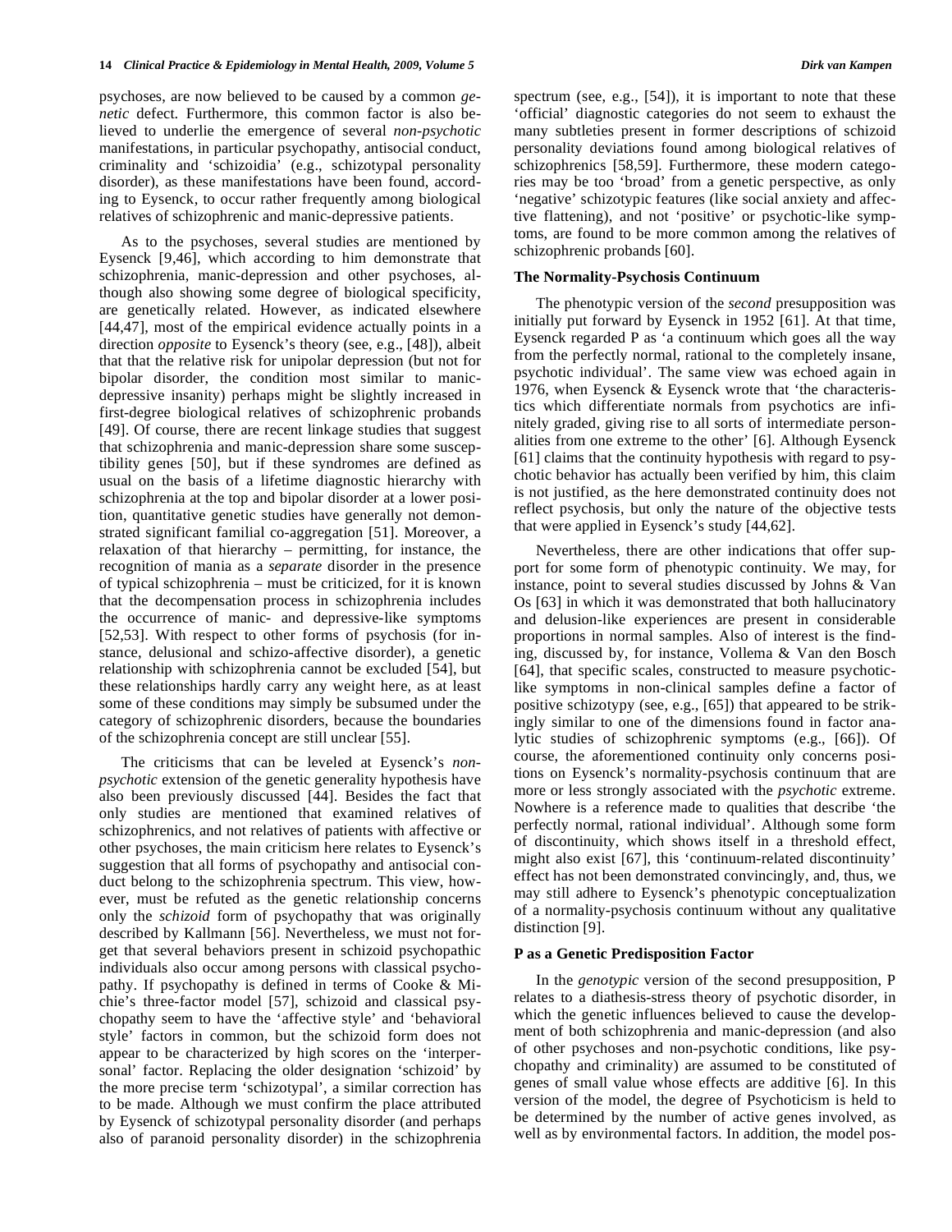psychoses, are now believed to be caused by a common *genetic* defect. Furthermore, this common factor is also believed to underlie the emergence of several *non-psychotic* manifestations, in particular psychopathy, antisocial conduct, criminality and 'schizoidia' (e.g., schizotypal personality disorder), as these manifestations have been found, according to Eysenck, to occur rather frequently among biological relatives of schizophrenic and manic-depressive patients.

As to the psychoses, several studies are mentioned by Eysenck [9,46], which according to him demonstrate that schizophrenia, manic-depression and other psychoses, although also showing some degree of biological specificity, are genetically related. However, as indicated elsewhere [44,47], most of the empirical evidence actually points in a direction *opposite* to Eysenck's theory (see, e.g., [48]), albeit that that the relative risk for unipolar depression (but not for bipolar disorder, the condition most similar to manic-depressive insanity) perhaps might be slightly increased in first-degree biological relatives of schizophrenic probands [49]. Of course, there are recent linkage studies that suggest that schizophrenia and manic-depression share some susceptibility genes [50], but if these syndromes are defined as usual on the basis of a lifetime diagnostic hierarchy with schizophrenia at the top and bipolar disorder at a lower position, quantitative genetic studies have generally not demonstrated significant familial co-aggregation [51]. Moreover, a relaxation of that hierarchy – permitting, for instance, the recognition of mania as a *separate* disorder in the presence of typical schizophrenia – must be criticized, for it is known that the decompensation process in schizophrenia includes the occurrence of manic- and depressive-like symptoms [52,53]. With respect to other forms of psychosis (for instance, delusional and schizo-affective disorder), a genetic relationship with schizophrenia cannot be excluded [54], but these relationships hardly carry any weight here, as at least some of these conditions may simply be subsumed under the category of schizophrenic disorders, because the boundaries of the schizophrenia concept are still unclear [55].

The criticisms that can be leveled at Eysenck's *non-psychotic* extension of the genetic generality hypothesis have also been previously discussed [44]. Besides the fact that only studies are mentioned that examined relatives of schizophrenics, and not relatives of patients with affective or other psychoses, the main criticism here relates to Eysenck's suggestion that all forms of psychopathy and antisocial conduct belong to the schizophrenia spectrum. This view, however, must be refuted as the genetic relationship concerns only the *schizoid* form of psychopathy that was originally described by Kallmann [56]. Nevertheless, we must not forget that several behaviors present in schizoid psychopathic individuals also occur among persons with classical psychopathy. If psychopathy is defined in terms of Cooke & Michie's three-factor model [57], schizoid and classical psychopathy seem to have the 'affective style' and 'behavioral style' factors in common, but the schizoid form does not appear to be characterized by high scores on the 'interpersonal' factor. Replacing the older designation 'schizoid' by the more precise term 'schizotypal', a similar correction has to be made. Although we must confirm the place attributed by Eysenck of schizotypal personality disorder (and perhaps also of paranoid personality disorder) in the schizophrenia spectrum (see, e.g., [54]), it is important to note that these 'official' diagnostic categories do not seem to exhaust the many subtleties present in former descriptions of schizoid personality deviations found among biological relatives of schizophrenics [58,59]. Furthermore, these modern categories may be too 'broad' from a genetic perspective, as only 'negative' schizotypic features (like social anxiety and affective flattening), and not 'positive' or psychotic-like symptoms, are found to be more common among the relatives of schizophrenic probands [60].

### The Normality-Psychosis Continuum

The phenotypic version of the *second* presupposition was initially put forward by Eysenck in 1952 [61]. At that time, Eysenck regarded P as 'a continuum which goes all the way from the perfectly normal, rational to the completely insane, psychotic individual'. The same view was echoed again in 1976, when Eysenck & Eysenck wrote that 'the characteristics which differentiate normals from psychotics are infinitely graded, giving rise to all sorts of intermediate personalities from one extreme to the other' [6]. Although Eysenck [61] claims that the continuity hypothesis with regard to psychotic behavior has actually been verified by him, this claim is not justified, as the here demonstrated continuity does not reflect psychosis, but only the nature of the objective tests that were applied in Eysenck's study [44,62].

Nevertheless, there are other indications that offer support for some form of phenotypic continuity. We may, for instance, point to several studies discussed by Johns & Van Os [63] in which it was demonstrated that both hallucinatory and delusion-like experiences are present in considerable proportions in normal samples. Also of interest is the finding, discussed by, for instance, Vollema & Van den Bosch [64], that specific scales, constructed to measure psychotic-like symptoms in non-clinical samples define a factor of positive schizotypy (see, e.g., [65]) that appeared to be strikingly similar to one of the dimensions found in factor analytic studies of schizophrenic symptoms (e.g., [66]). Of course, the aforementioned continuity only concerns positions on Eysenck's normality-psychosis continuum that are more or less strongly associated with the *psychotic* extreme. Nowhere is a reference made to qualities that describe 'the perfectly normal, rational individual'. Although some form of discontinuity, which shows itself in a threshold effect, might also exist [67], this 'continuum-related discontinuity' effect has not been demonstrated convincingly, and, thus, we may still adhere to Eysenck's phenotypic conceptualization of a normality-psychosis continuum without any qualitative distinction [9].

### P as a Genetic Predisposition Factor

In the *genotypic* version of the second presupposition, P relates to a diathesis-stress theory of psychotic disorder, in which the genetic influences believed to cause the development of both schizophrenia and manic-depression (and also of other psychoses and non-psychotic conditions, like psychopathy and criminality) are assumed to be constituted of genes of small value whose effects are additive [6]. In this version of the model, the degree of Psychoticism is held to be determined by the number of active genes involved, as well as by environmental factors. In addition, the model pos-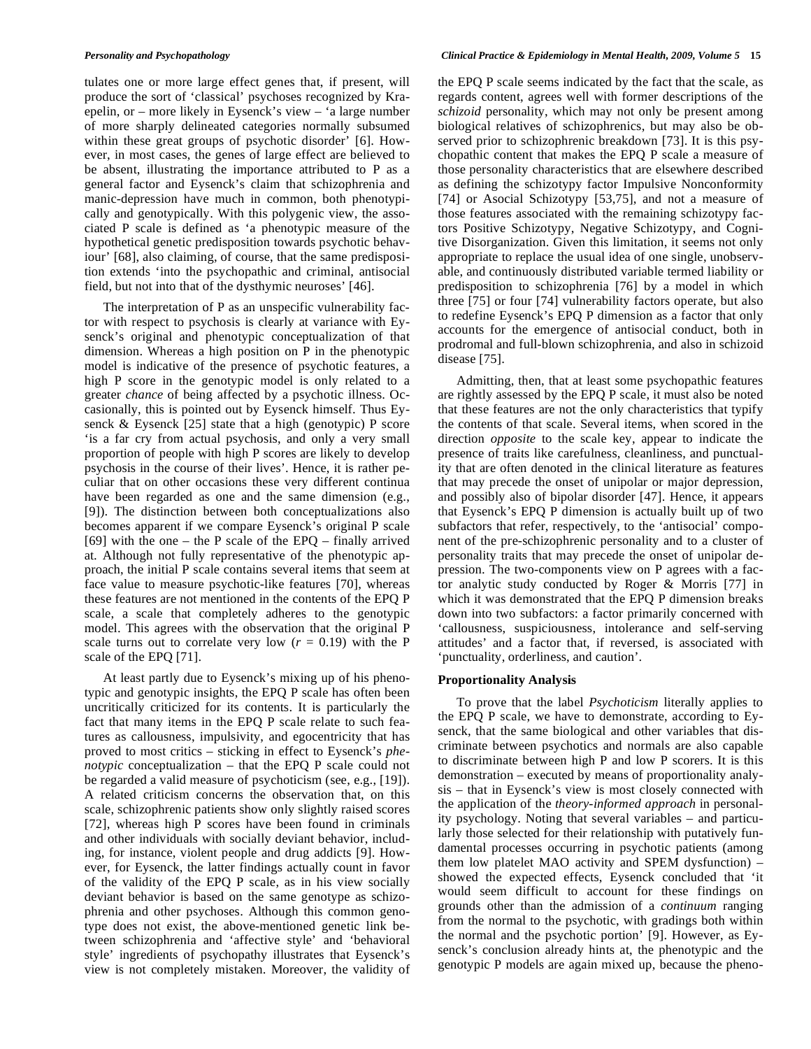tulates one or more large effect genes that, if present, will produce the sort of 'classical' psychoses recognized by Kraepelin, or – more likely in Eysenck's view – 'a large number of more sharply delineated categories normally subsumed within these great groups of psychotic disorder' [6]. However, in most cases, the genes of large effect are believed to be absent, illustrating the importance attributed to P as a general factor and Eysenck's claim that schizophrenia and manic-depression have much in common, both phenotypically and genotypically. With this polygenic view, the associated P scale is defined as 'a phenotypic measure of the hypothetical genetic predisposition towards psychotic behaviour' [68], also claiming, of course, that the same predisposition extends 'into the psychopathic and criminal, antisocial field, but not into that of the dysthymic neuroses' [46].

The interpretation of P as an unspecific vulnerability factor with respect to psychosis is clearly at variance with Eysenck's original and phenotypic conceptualization of that dimension. Whereas a high position on P in the phenotypic model is indicative of the presence of psychotic features, a high P score in the genotypic model is only related to a greater *chance* of being affected by a psychotic illness. Occasionally, this is pointed out by Eysenck himself. Thus Eysenck & Eysenck [25] state that a high (genotypic) P score 'is a far cry from actual psychosis, and only a very small proportion of people with high P scores are likely to develop psychosis in the course of their lives'. Hence, it is rather peculiar that on other occasions these very different continua have been regarded as one and the same dimension (e.g., [9]). The distinction between both conceptualizations also becomes apparent if we compare Eysenck's original P scale [69] with the one – the P scale of the EPQ – finally arrived at. Although not fully representative of the phenotypic approach, the initial P scale contains several items that seem at face value to measure psychotic-like features [70], whereas these features are not mentioned in the contents of the EPQ P scale, a scale that completely adheres to the genotypic model. This agrees with the observation that the original P scale turns out to correlate very low ($r = 0.19$) with the P scale of the EPQ [71].

At least partly due to Eysenck's mixing up of his phenotypic and genotypic insights, the EPQ P scale has often been uncritically criticized for its contents. It is particularly the fact that many items in the EPQ P scale relate to such features as callousness, impulsivity, and egocentricity that has proved to most critics – sticking in effect to Eysenck's *phenotypic* conceptualization – that the EPQ P scale could not be regarded a valid measure of psychoticism (see, e.g., [19]). A related criticism concerns the observation that, on this scale, schizophrenic patients show only slightly raised scores [72], whereas high P scores have been found in criminals and other individuals with socially deviant behavior, including, for instance, violent people and drug addicts [9]. However, for Eysenck, the latter findings actually count in favor of the validity of the EPQ P scale, as in his view socially deviant behavior is based on the same genotype as schizophrenia and other psychoses. Although this common genotype does not exist, the above-mentioned genetic link between schizophrenia and 'affective style' and 'behavioral style' ingredients of psychopathy illustrates that Eysenck's view is not completely mistaken. Moreover, the validity of the EPQ P scale seems indicated by the fact that the scale, as regards content, agrees well with former descriptions of the *schizoid* personality, which may not only be present among biological relatives of schizophrenics, but may also be observed prior to schizophrenic breakdown [73]. It is this psychopathic content that makes the EPQ P scale a measure of those personality characteristics that are elsewhere described as defining the schizotypy factor Impulsive Nonconformity [74] or Asocial Schizotypy [53,75], and not a measure of those features associated with the remaining schizotypy factors Positive Schizotypy, Negative Schizotypy, and Cognitive Disorganization. Given this limitation, it seems not only appropriate to replace the usual idea of one single, unobservable, and continuously distributed variable termed liability or predisposition to schizophrenia [76] by a model in which three [75] or four [74] vulnerability factors operate, but also to redefine Eysenck's EPQ P dimension as a factor that only accounts for the emergence of antisocial conduct, both in prodromal and full-blown schizophrenia, and also in schizoid disease [75].

Admitting, then, that at least some psychopathic features are rightly assessed by the EPQ P scale, it must also be noted that these features are not the only characteristics that typify the contents of that scale. Several items, when scored in the direction *opposite* to the scale key, appear to indicate the presence of traits like carefulness, cleanliness, and punctuality that are often denoted in the clinical literature as features that may precede the onset of unipolar or major depression, and possibly also of bipolar disorder [47]. Hence, it appears that Eysenck's EPQ P dimension is actually built up of two subfactors that refer, respectively, to the 'antisocial' component of the pre-schizophrenic personality and to a cluster of personality traits that may precede the onset of unipolar depression. The two-components view on P agrees with a factor analytic study conducted by Roger & Morris [77] in which it was demonstrated that the EPQ P dimension breaks down into two subfactors: a factor primarily concerned with 'callousness, suspiciousness, intolerance and self-serving attitudes' and a factor that, if reversed, is associated with 'punctuality, orderliness, and caution'.

### Proportionality Analysis

To prove that the label *Psychoticism* literally applies to the EPQ P scale, we have to demonstrate, according to Eysenck, that the same biological and other variables that discriminate between psychotics and normals are also capable to discriminate between high P and low P scorers. It is this demonstration – executed by means of proportionality analysis – that in Eysenck's view is most closely connected with the application of the *theory-informed approach* in personality psychology. Noting that several variables – and particularly those selected for their relationship with putatively fundamental processes occurring in psychotic patients (among them low platelet MAO activity and SPEM dysfunction) – showed the expected effects, Eysenck concluded that 'it would seem difficult to account for these findings on grounds other than the admission of a *continuum* ranging from the normal to the psychotic, with gradings both within the normal and the psychotic portion' [9]. However, as Eysenck's conclusion already hints at, the phenotypic and the genotypic P models are again mixed up, because the pheno-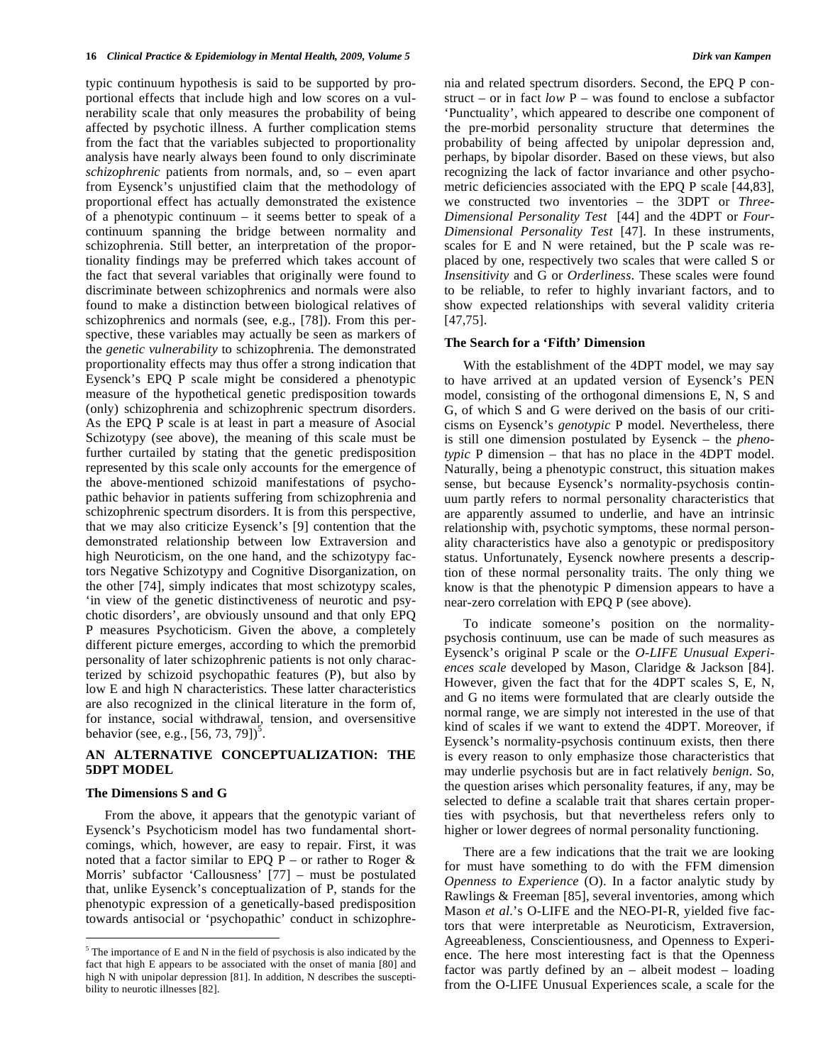typic continuum hypothesis is said to be supported by proportional effects that include high and low scores on a vulnerability scale that only measures the probability of being affected by psychotic illness. A further complication stems from the fact that the variables subjected to proportionality analysis have nearly always been found to only discriminate *schizophrenic* patients from normals, and, so – even apart from Eysenck's unjustified claim that the methodology of proportional effect has actually demonstrated the existence of a phenotypic continuum – it seems better to speak of a continuum spanning the bridge between normality and schizophrenia. Still better, an interpretation of the proportionality findings may be preferred which takes account of the fact that several variables that originally were found to discriminate between schizophrenics and normals were also found to make a distinction between biological relatives of schizophrenics and normals (see, e.g., [78]). From this perspective, these variables may actually be seen as markers of the *genetic vulnerability* to schizophrenia. The demonstrated proportionality effects may thus offer a strong indication that Eysenck's EPQ P scale might be considered a phenotypic measure of the hypothetical genetic predisposition towards (only) schizophrenia and schizophrenic spectrum disorders. As the EPQ P scale is at least in part a measure of Asocial Schizotypy (see above), the meaning of this scale must be further curtailed by stating that the genetic predisposition represented by this scale only accounts for the emergence of the above-mentioned schizoid manifestations of psychopathic behavior in patients suffering from schizophrenia and schizophrenic spectrum disorders. It is from this perspective, that we may also criticize Eysenck's [9] contention that the demonstrated relationship between low Extraversion and high Neuroticism, on the one hand, and the schizotypy factors Negative Schizotypy and Cognitive Disorganization, on the other [74], simply indicates that most schizotypy scales, 'in view of the genetic distinctiveness of neurotic and psychotic disorders', are obviously unsound and that only EPQ P measures Psychoticism. Given the above, a completely different picture emerges, according to which the premorbid personality of later schizophrenic patients is not only characterized by schizoid psychopathic features (P), but also by low E and high N characteristics. These latter characteristics are also recognized in the clinical literature in the form of, for instance, social withdrawal, tension, and oversensitive behavior (see, e.g., [56, 73, 79])[5].

## AN ALTERNATIVE CONCEPTUALIZATION: THE 5DPT MODEL

### The Dimensions S and G

From the above, it appears that the genotypic variant of Eysenck's Psychoticism model has two fundamental shortcomings, which, however, are easy to repair. First, it was noted that a factor similar to EPQ P – or rather to Roger & Morris' subfactor 'Callousness' [77] – must be postulated that, unlike Eysenck's conceptualization of P, stands for the phenotypic expression of a genetically-based predisposition towards antisocial or 'psychopathic' conduct in schizophrenia and related spectrum disorders. Second, the EPQ P construct – or in fact *low* P – was found to enclose a subfactor 'Punctuality', which appeared to describe one component of the pre-morbid personality structure that determines the probability of being affected by unipolar depression and, perhaps, by bipolar disorder. Based on these views, but also recognizing the lack of factor invariance and other psychometric deficiencies associated with the EPQ P scale [44,83], we constructed two inventories – the 3DPT or *Three-Dimensional Personality Test* [44] and the 4DPT or *Four-Dimensional Personality Test* [47]. In these instruments, scales for E and N were retained, but the P scale was replaced by one, respectively two scales that were called S or *Insensitivity* and G or *Orderliness*. These scales were found to be reliable, to refer to highly invariant factors, and to show expected relationships with several validity criteria [47,75].

### The Search for a 'Fifth' Dimension

With the establishment of the 4DPT model, we may say to have arrived at an updated version of Eysenck's PEN model, consisting of the orthogonal dimensions E, N, S and G, of which S and G were derived on the basis of our criticisms on Eysenck's *genotypic* P model. Nevertheless, there is still one dimension postulated by Eysenck – the *phenotypic* P dimension – that has no place in the 4DPT model. Naturally, being a phenotypic construct, this situation makes sense, but because Eysenck's normality-psychosis continuum partly refers to normal personality characteristics that are apparently assumed to underlie, and have an intrinsic relationship with, psychotic symptoms, these normal personality characteristics have also a genotypic or predispository status. Unfortunately, Eysenck nowhere presents a description of these normal personality traits. The only thing we know is that the phenotypic P dimension appears to have a near-zero correlation with EPQ P (see above).

To indicate someone's position on the normality-psychosis continuum, use can be made of such measures as Eysenck's original P scale or the *O-LIFE Unusual Experiences scale* developed by Mason, Claridge & Jackson [84]. However, given the fact that for the 4DPT scales S, E, N, and G no items were formulated that are clearly outside the normal range, we are simply not interested in the use of that kind of scales if we want to extend the 4DPT. Moreover, if Eysenck's normality-psychosis continuum exists, then there is every reason to only emphasize those characteristics that may underlie psychosis but are in fact relatively *benign*. So, the question arises which personality features, if any, may be selected to define a scalable trait that shares certain properties with psychosis, but that nevertheless refers only to higher or lower degrees of normal personality functioning.

There are a few indications that the trait we are looking for must have something to do with the FFM dimension *Openness to Experience* (O). In a factor analytic study by Rawlings & Freeman [85], several inventories, among which Mason *et al.*'s O-LIFE and the NEO-PI-R, yielded five factors that were interpretable as Neuroticism, Extraversion, Agreeableness, Conscientiousness, and Openness to Experience. The here most interesting fact is that the Openness factor was partly defined by an – albeit modest – loading from the O-LIFE Unusual Experiences scale, a scale for the

---

[5] The importance of E and N in the field of psychosis is also indicated by the fact that high E appears to be associated with the onset of mania [80] and high N with unipolar depression [81]. In addition, N describes the susceptibility to neurotic illnesses [82].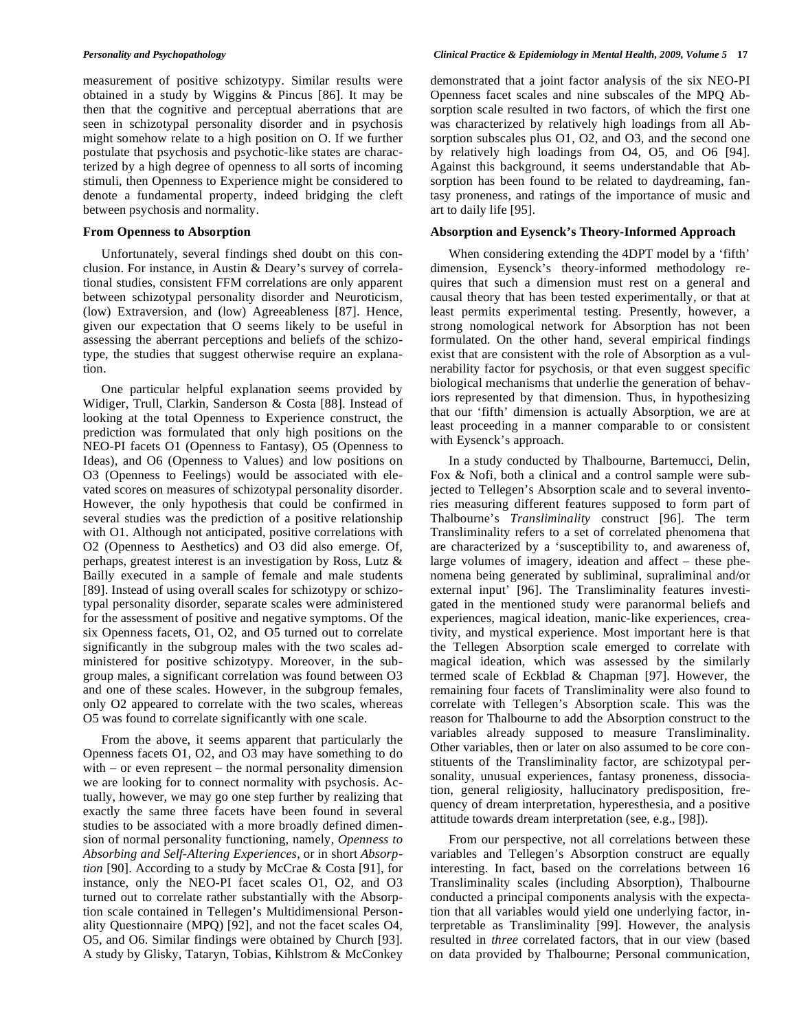measurement of positive schizotypy. Similar results were obtained in a study by Wiggins & Pincus [86]. It may be then that the cognitive and perceptual aberrations that are seen in schizotypal personality disorder and in psychosis might somehow relate to a high position on O. If we further postulate that psychosis and psychotic-like states are characterized by a high degree of openness to all sorts of incoming stimuli, then Openness to Experience might be considered to denote a fundamental property, indeed bridging the cleft between psychosis and normality.

## From Openness to Absorption

Unfortunately, several findings shed doubt on this conclusion. For instance, in Austin & Deary's survey of correlational studies, consistent FFM correlations are only apparent between schizotypal personality disorder and Neuroticism, (low) Extraversion, and (low) Agreeableness [87]. Hence, given our expectation that O seems likely to be useful in assessing the aberrant perceptions and beliefs of the schizotype, the studies that suggest otherwise require an explanation.

One particular helpful explanation seems provided by Widiger, Trull, Clarkin, Sanderson & Costa [88]. Instead of looking at the total Openness to Experience construct, the prediction was formulated that only high positions on the NEO-PI facets O1 (Openness to Fantasy), O5 (Openness to Ideas), and O6 (Openness to Values) and low positions on O3 (Openness to Feelings) would be associated with elevated scores on measures of schizotypal personality disorder. However, the only hypothesis that could be confirmed in several studies was the prediction of a positive relationship with O1. Although not anticipated, positive correlations with O2 (Openness to Aesthetics) and O3 did also emerge. Of, perhaps, greatest interest is an investigation by Ross, Lutz & Bailly executed in a sample of female and male students [89]. Instead of using overall scales for schizotypy or schizotypal personality disorder, separate scales were administered for the assessment of positive and negative symptoms. Of the six Openness facets, O1, O2, and O5 turned out to correlate significantly in the subgroup males with the two scales administered for positive schizotypy. Moreover, in the subgroup males, a significant correlation was found between O3 and one of these scales. However, in the subgroup females, only O2 appeared to correlate with the two scales, whereas O5 was found to correlate significantly with one scale.

From the above, it seems apparent that particularly the Openness facets O1, O2, and O3 may have something to do with – or even represent – the normal personality dimension we are looking for to connect normality with psychosis. Actually, however, we may go one step further by realizing that exactly the same three facets have been found in several studies to be associated with a more broadly defined dimension of normal personality functioning, namely, *Openness to Absorbing and Self-Altering Experiences*, or in short *Absorption* [90]. According to a study by McCrae & Costa [91], for instance, only the NEO-PI facet scales O1, O2, and O3 turned out to correlate rather substantially with the Absorption scale contained in Tellegen's Multidimensional Personality Questionnaire (MPQ) [92], and not the facet scales O4, O5, and O6. Similar findings were obtained by Church [93]. A study by Glisky, Tataryn, Tobias, Kihlstrom & McConkey demonstrated that a joint factor analysis of the six NEO-PI Openness facet scales and nine subscales of the MPQ Absorption scale resulted in two factors, of which the first one was characterized by relatively high loadings from all Absorption subscales plus O1, O2, and O3, and the second one by relatively high loadings from O4, O5, and O6 [94]. Against this background, it seems understandable that Absorption has been found to be related to daydreaming, fantasy proneness, and ratings of the importance of music and art to daily life [95].

## Absorption and Eysenck's Theory-Informed Approach

When considering extending the 4DPT model by a 'fifth' dimension, Eysenck's theory-informed methodology requires that such a dimension must rest on a general and causal theory that has been tested experimentally, or that at least permits experimental testing. Presently, however, a strong nomological network for Absorption has not been formulated. On the other hand, several empirical findings exist that are consistent with the role of Absorption as a vulnerability factor for psychosis, or that even suggest specific biological mechanisms that underlie the generation of behaviors represented by that dimension. Thus, in hypothesizing that our 'fifth' dimension is actually Absorption, we are at least proceeding in a manner comparable to or consistent with Eysenck's approach.

In a study conducted by Thalbourne, Bartemucci, Delin, Fox & Nofi, both a clinical and a control sample were subjected to Tellegen's Absorption scale and to several inventories measuring different features supposed to form part of Thalbourne's *Transliminality* construct [96]. The term Transliminality refers to a set of correlated phenomena that are characterized by a 'susceptibility to, and awareness of, large volumes of imagery, ideation and affect – these phenomena being generated by subliminal, supraliminal and/or external input' [96]. The Transliminality features investigated in the mentioned study were paranormal beliefs and experiences, magical ideation, manic-like experiences, creativity, and mystical experience. Most important here is that the Tellegen Absorption scale emerged to correlate with magical ideation, which was assessed by the similarly termed scale of Eckblad & Chapman [97]. However, the remaining four facets of Transliminality were also found to correlate with Tellegen's Absorption scale. This was the reason for Thalbourne to add the Absorption construct to the variables already supposed to measure Transliminality. Other variables, then or later on also assumed to be core constituents of the Transliminality factor, are schizotypal personality, unusual experiences, fantasy proneness, dissociation, general religiosity, hallucinatory predisposition, frequency of dream interpretation, hyperesthesia, and a positive attitude towards dream interpretation (see, e.g., [98]).

From our perspective, not all correlations between these variables and Tellegen's Absorption construct are equally interesting. In fact, based on the correlations between 16 Transliminality scales (including Absorption), Thalbourne conducted a principal components analysis with the expectation that all variables would yield one underlying factor, interpretable as Transliminality [99]. However, the analysis resulted in *three* correlated factors, that in our view (based on data provided by Thalbourne; Personal communication,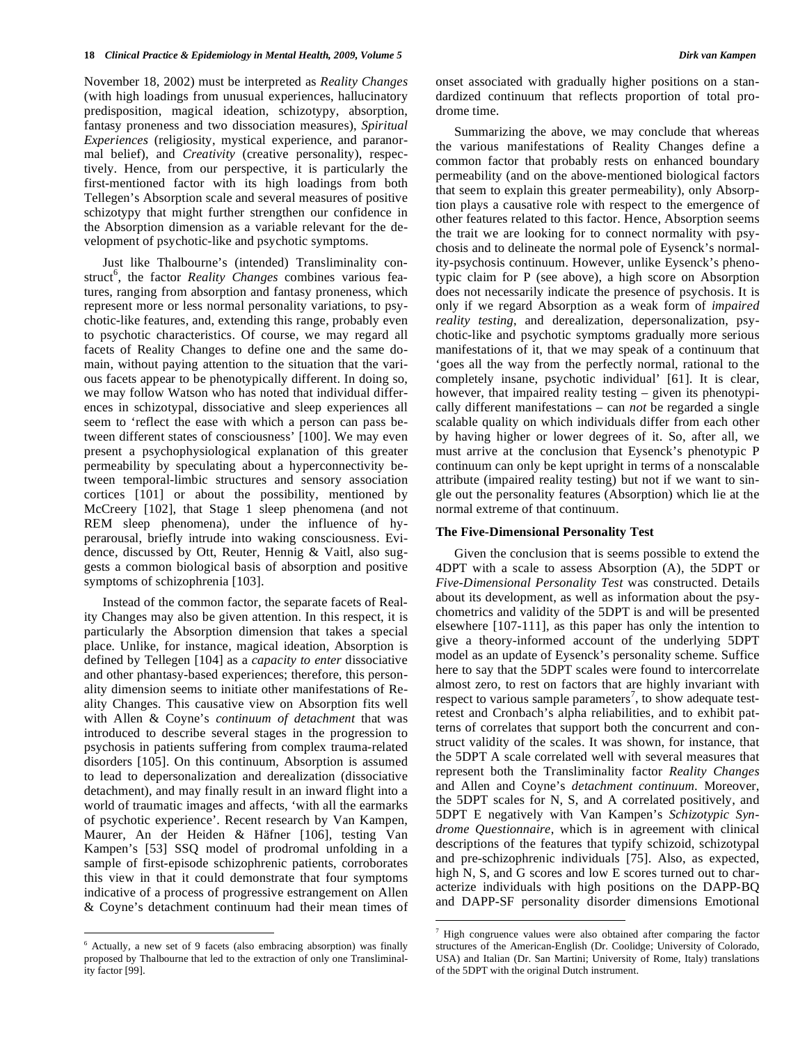November 18, 2002) must be interpreted as *Reality Changes* (with high loadings from unusual experiences, hallucinatory predisposition, magical ideation, schizotypy, absorption, fantasy proneness and two dissociation measures), *Spiritual Experiences* (religiosity, mystical experience, and paranormal belief), and *Creativity* (creative personality), respectively. Hence, from our perspective, it is particularly the first-mentioned factor with its high loadings from both Tellegen's Absorption scale and several measures of positive schizotypy that might further strengthen our confidence in the Absorption dimension as a variable relevant for the development of psychotic-like and psychotic symptoms.

Just like Thalbourne's (intended) Transliminality construct[6], the factor *Reality Changes* combines various features, ranging from absorption and fantasy proneness, which represent more or less normal personality variations, to psychotic-like features, and, extending this range, probably even to psychotic characteristics. Of course, we may regard all facets of Reality Changes to define one and the same domain, without paying attention to the situation that the various facets appear to be phenotypically different. In doing so, we may follow Watson who has noted that individual differences in schizotypal, dissociative and sleep experiences all seem to 'reflect the ease with which a person can pass between different states of consciousness' [100]. We may even present a psychophysiological explanation of this greater permeability by speculating about a hyperconnectivity between temporal-limbic structures and sensory association cortices [101] or about the possibility, mentioned by McCreery [102], that Stage 1 sleep phenomena (and not REM sleep phenomena), under the influence of hyperarousal, briefly intrude into waking consciousness. Evidence, discussed by Ott, Reuter, Hennig & Vaitl, also suggests a common biological basis of absorption and positive symptoms of schizophrenia [103].

Instead of the common factor, the separate facets of Reality Changes may also be given attention. In this respect, it is particularly the Absorption dimension that takes a special place. Unlike, for instance, magical ideation, Absorption is defined by Tellegen [104] as a *capacity to enter* dissociative and other phantasy-based experiences; therefore, this personality dimension seems to initiate other manifestations of Reality Changes. This causative view on Absorption fits well with Allen & Coyne's *continuum of detachment* that was introduced to describe several stages in the progression to psychosis in patients suffering from complex trauma-related disorders [105]. On this continuum, Absorption is assumed to lead to depersonalization and derealization (dissociative detachment), and may finally result in an inward flight into a world of traumatic images and affects, 'with all the earmarks of psychotic experience'. Recent research by Van Kampen, Maurer, An der Heiden & Häfner [106], testing Van Kampen's [53] SSQ model of prodromal unfolding in a sample of first-episode schizophrenic patients, corroborates this view in that it could demonstrate that four symptoms indicative of a process of progressive estrangement on Allen & Coyne's detachment continuum had their mean times of onset associated with gradually higher positions on a standardized continuum that reflects proportion of total prodrome time.

Summarizing the above, we may conclude that whereas the various manifestations of Reality Changes define a common factor that probably rests on enhanced boundary permeability (and on the above-mentioned biological factors that seem to explain this greater permeability), only Absorption plays a causative role with respect to the emergence of other features related to this factor. Hence, Absorption seems the trait we are looking for to connect normality with psychosis and to delineate the normal pole of Eysenck's normality-psychosis continuum. However, unlike Eysenck's phenotypic claim for P (see above), a high score on Absorption does not necessarily indicate the presence of psychosis. It is only if we regard Absorption as a weak form of *impaired reality testing*, and derealization, depersonalization, psychotic-like and psychotic symptoms gradually more serious manifestations of it, that we may speak of a continuum that 'goes all the way from the perfectly normal, rational to the completely insane, psychotic individual' [61]. It is clear, however, that impaired reality testing – given its phenotypically different manifestations – can *not* be regarded a single scalable quality on which individuals differ from each other by having higher or lower degrees of it. So, after all, we must arrive at the conclusion that Eysenck's phenotypic P continuum can only be kept upright in terms of a nonscalable attribute (impaired reality testing) but not if we want to single out the personality features (Absorption) which lie at the normal extreme of that continuum.

## The Five-Dimensional Personality Test

Given the conclusion that is seems possible to extend the 4DPT with a scale to assess Absorption (A), the 5DPT or *Five-Dimensional Personality Test* was constructed. Details about its development, as well as information about the psychometrics and validity of the 5DPT is and will be presented elsewhere [107-111], as this paper has only the intention to give a theory-informed account of the underlying 5DPT model as an update of Eysenck's personality scheme. Suffice here to say that the 5DPT scales were found to intercorrelate almost zero, to rest on factors that are highly invariant with respect to various sample parameters[7], to show adequate test-retest and Cronbach's alpha reliabilities, and to exhibit patterns of correlates that support both the concurrent and construct validity of the scales. It was shown, for instance, that the 5DPT A scale correlated well with several measures that represent both the Transliminality factor *Reality Changes* and Allen and Coyne's *detachment continuum*. Moreover, the 5DPT scales for N, S, and A correlated positively, and 5DPT E negatively with Van Kampen's *Schizotypic Syndrome Questionnaire*, which is in agreement with clinical descriptions of the features that typify schizoid, schizotypal and pre-schizophrenic individuals [75]. Also, as expected, high N, S, and G scores and low E scores turned out to characterize individuals with high positions on the DAPP-BQ and DAPP-SF personality disorder dimensions Emotional

---

[6] Actually, a new set of 9 facets (also embracing absorption) was finally proposed by Thalbourne [99] that led to the extraction of only one Transliminality factor [99].

[7] High congruence values were also obtained after comparing the factor structures of the American-English (Dr. Coolidge; University of Colorado, USA) and Italian (Dr. San Martini; University of Rome, Italy) translations of the 5DPT with the original Dutch instrument.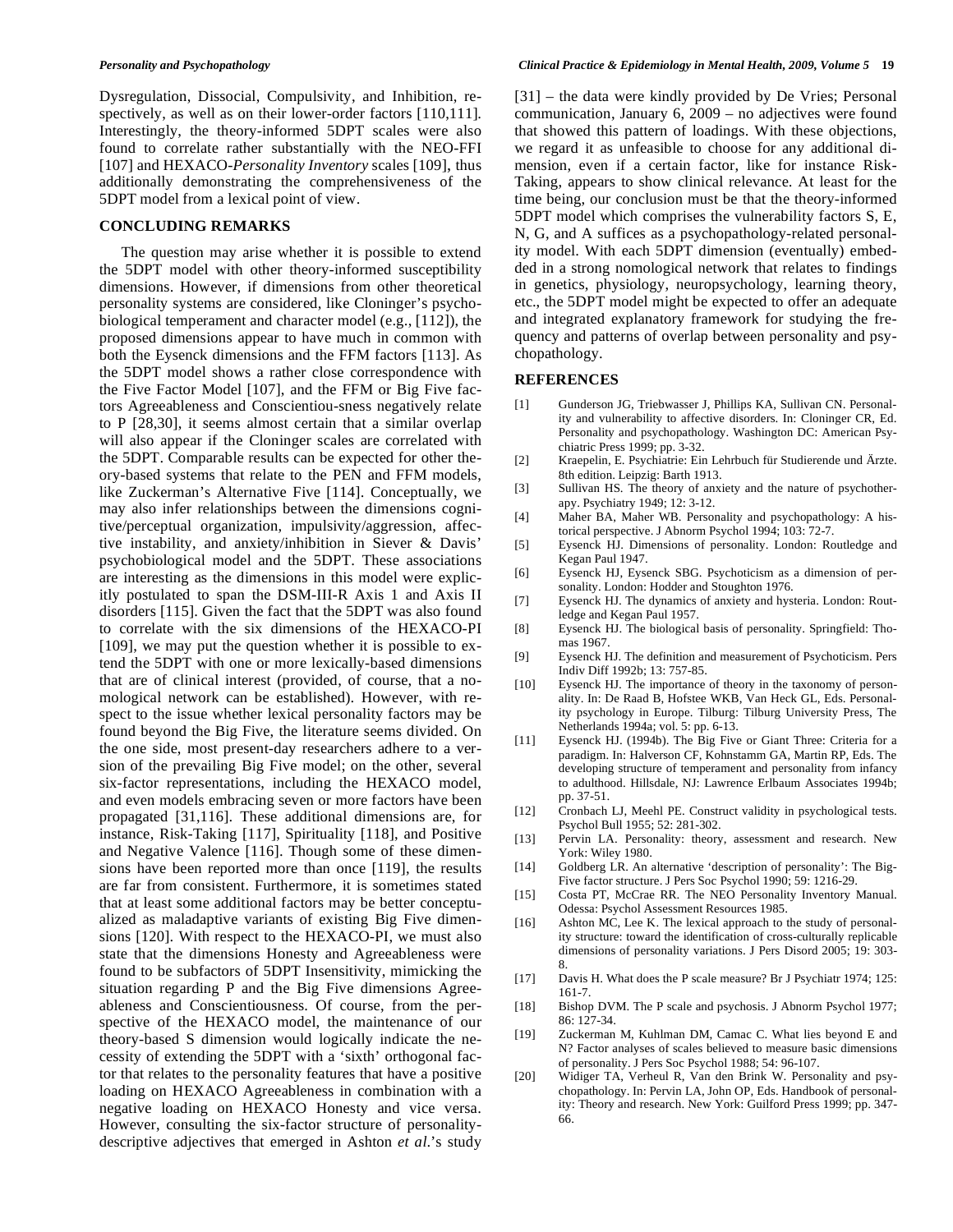Dysregulation, Dissocial, Compulsivity, and Inhibition, respectively, as well as on their lower-order factors [110,111]. Interestingly, the theory-informed 5DPT scales were also found to correlate rather substantially with the NEO-FFI [107] and HEXACO-*Personality Inventory* scales [109], thus additionally demonstrating the comprehensiveness of the 5DPT model from a lexical point of view.

## CONCLUDING REMARKS

The question may arise whether it is possible to extend the 5DPT model with other theory-informed susceptibility dimensions. However, if dimensions from other theoretical personality systems are considered, like Cloninger's psychobiological temperament and character model (e.g., [112]), the proposed dimensions appear to have much in common with both the Eysenck dimensions and the FFM factors [113]. As the 5DPT model shows a rather close correspondence with the Five Factor Model [107], and the FFM or Big Five factors Agreeableness and Conscientiou-sness negatively relate to P [28,30], it seems almost certain that a similar overlap will also appear if the Cloninger scales are correlated with the 5DPT. Comparable results can be expected for other theory-based systems that relate to the PEN and FFM models, like Zuckerman's Alternative Five [114]. Conceptually, we may also infer relationships between the dimensions cognitive/perceptual organization, impulsivity/aggression, affective instability, and anxiety/inhibition in Siever & Davis' psychobiological model and the 5DPT. These associations are interesting as the dimensions in this model were explicitly postulated to span the DSM-III-R Axis 1 and Axis II disorders [115]. Given the fact that the 5DPT was also found to correlate with the six dimensions of the HEXACO-PI [109], we may put the question whether it is possible to extend the 5DPT with one or more lexically-based dimensions that are of clinical interest (provided, of course, that a nomological network can be established). However, with respect to the issue whether lexical personality factors may be found beyond the Big Five, the literature seems divided. On the one side, most present-day researchers adhere to a version of the prevailing Big Five model; on the other, several six-factor representations, including the HEXACO model, and even models embracing seven or more factors have been propagated [31,116]. These additional dimensions are, for instance, Risk-Taking [117], Spirituality [118], and Positive and Negative Valence [116]. Though some of these dimensions have been reported more than once [119], the results are far from consistent. Furthermore, it is sometimes stated that at least some additional factors may be better conceptualized as maladaptive variants of existing Big Five dimensions [120]. With respect to the HEXACO-PI, we must also state that the dimensions Honesty and Agreeableness were found to be subfactors of 5DPT Insensitivity, mimicking the situation regarding P and the Big Five dimensions Agreeableness and Conscientiousness. Of course, from the perspective of the HEXACO model, the maintenance of our theory-based S dimension would logically indicate the necessity of extending the 5DPT with a 'sixth' orthogonal factor that relates to the personality features that have a positive loading on HEXACO Agreeableness in combination with a negative loading on HEXACO Honesty and vice versa. However, consulting the six-factor structure of personality-descriptive adjectives that emerged in Ashton *et al.*'s study [31] – the data were kindly provided by De Vries; Personal communication, January 6, 2009 – no adjectives were found that showed this pattern of loadings. With these objections, we regard it as unfeasible to choose for any additional dimension, even if a certain factor, like for instance Risk-Taking, appears to show clinical relevance. At least for the time being, our conclusion must be that the theory-informed 5DPT model which comprises the vulnerability factors S, E, N, G, and A suffices as a psychopathology-related personality model. With each 5DPT dimension (eventually) embedded in a strong nomological network that relates to findings in genetics, physiology, neuropsychology, learning theory, etc., the 5DPT model might be expected to offer an adequate and integrated explanatory framework for studying the frequency and patterns of overlap between personality and psychopathology.

## REFERENCES

[1] Gunderson JG, Triebwasser J, Phillips KA, Sullivan CN. Personality and vulnerability to affective disorders. In: Cloninger CR, Ed. Personality and psychopathology. Washington DC: American Psychiatric Press 1999; pp. 3-32.

[2] Kraepelin, E. Psychiatrie: Ein Lehrbuch für Studierende und Ärzte. 8th edition. Leipzig: Barth 1913.

[3] Sullivan HS. The theory of anxiety and the nature of psychotherapy. Psychiatry 1949; 12: 3-12.

[4] Maher BA, Maher WB. Personality and psychopathology: A historical perspective. J Abnorm Psychol 1994; 103: 72-7.

[5] Eysenck HJ. Dimensions of personality. London: Routledge and Kegan Paul 1947.

[6] Eysenck HJ, Eysenck SBG. Psychoticism as a dimension of personality. London: Hodder and Stoughton 1976.

[7] Eysenck HJ. The dynamics of anxiety and hysteria. London: Routledge and Kegan Paul 1957.

[8] Eysenck HJ. The biological basis of personality. Springfield: Thomas 1967.

[9] Eysenck HJ. The definition and measurement of Psychoticism. Pers Indiv Diff 1992b; 13: 757-85.

[10] Eysenck HJ. The importance of theory in the taxonomy of personality. In: De Raad B, Hofstee WKB, Van Heck GL, Eds. Personality psychology in Europe. Tilburg: Tilburg University Press, The Netherlands 1994a; vol. 5: pp. 6-13.

[11] Eysenck HJ. (1994b). The Big Five or Giant Three: Criteria for a paradigm. In: Halverson CF, Kohnstamm GA, Martin RP, Eds. The developing structure of temperament and personality from infancy to adulthood. Hillsdale, NJ: Lawrence Erlbaum Associates 1994b; pp. 37-51.

[12] Cronbach LJ, Meehl PE. Construct validity in psychological tests. Psychol Bull 1955; 52: 281-302.

[13] Pervin LA. Personality: theory, assessment and research. New York: Wiley 1980.

[14] Goldberg LR. An alternative 'description of personality': The Big-Five factor structure. J Pers Soc Psychol 1990; 59: 1216-29.

[15] Costa PT, McCrae RR. The NEO Personality Inventory Manual. Odessa: Psychol Assessment Resources 1985.

[16] Ashton MC, Lee K. The lexical approach to the study of personality structure: toward the identification of cross-culturally replicable dimensions of personality variations. J Pers Disord 2005; 19: 303-8.

[17] Davis H. What does the P scale measure? Br J Psychiatr 1974; 125: 161-7.

[18] Bishop DVM. The P scale and psychosis. J Abnorm Psychol 1977; 86: 127-34.

[19] Zuckerman M, Kuhlman DM, Camac C. What lies beyond E and N? Factor analyses of scales believed to measure basic dimensions of personality. J Pers Soc Psychol 1988; 54: 96-107.

[20] Widiger TA, Verheul R, Van den Brink W. Personality and psychopathology. In: Pervin LA, John OP, Eds. Handbook of personality: Theory and research. New York: Guilford Press 1999; pp. 347-66.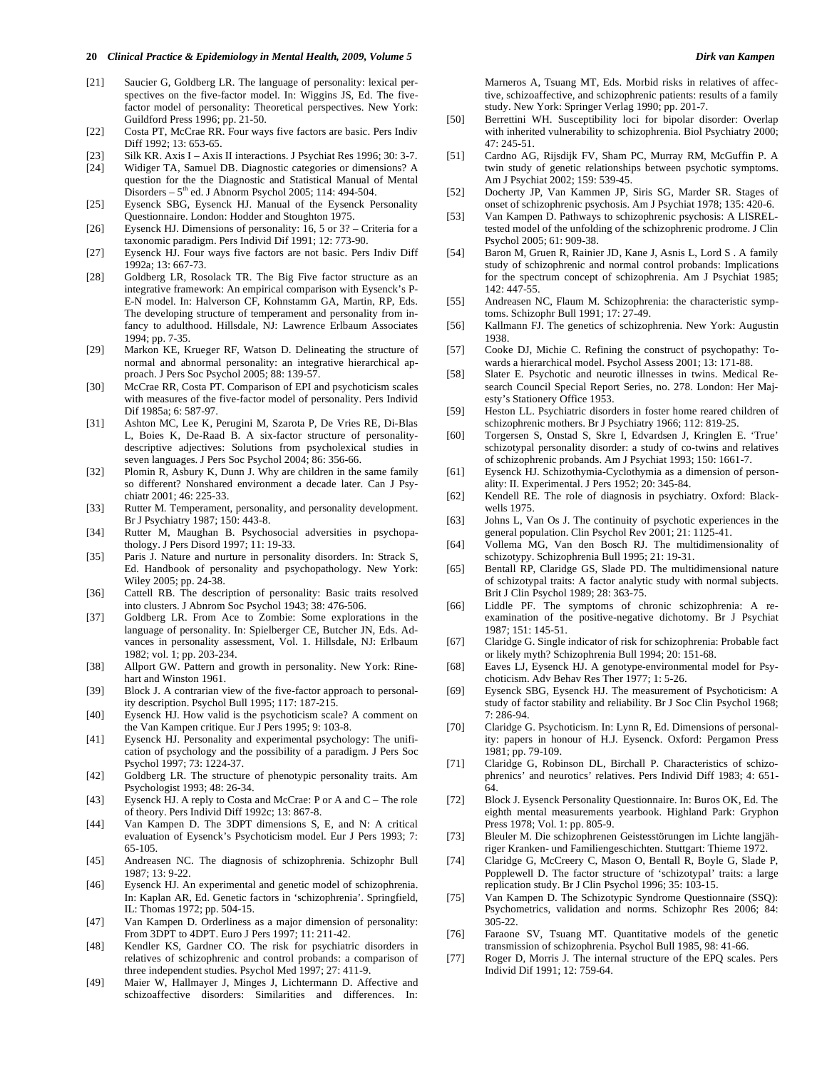[21] Saucier G, Goldberg LR. The language of personality: lexical perspectives on the five-factor model. In: Wiggins JS, Ed. The five-factor model of personality: Theoretical perspectives. New York: Guildford Press 1996; pp. 21-50.

[22] Costa PT, McCrae RR. Four ways five factors are basic. Pers Indiv Diff 1992; 13: 653-65.

[23] Silk KR. Axis I – Axis II interactions. J Psychiat Res 1996; 30: 3-7.

[24] Widiger TA, Samuel DB. Diagnostic categories or dimensions? A question for the the Diagnostic and Statistical Manual of Mental Disorders – 5th ed. J Abnorm Psychol 2005; 114: 494-504.

[25] Eysenck SBG, Eysenck HJ. Manual of the Eysenck Personality Questionnaire. London: Hodder and Stoughton 1975.

[26] Eysenck HJ. Dimensions of personality: 16, 5 or 3? – Criteria for a taxonomic paradigm. Pers Individ Dif 1991; 12: 773-90.

[27] Eysenck HJ. Four ways five factors are not basic. Pers Indiv Diff 1992a; 13: 667-73.

[28] Goldberg LR, Rosolack TR. The Big Five factor structure as an integrative framework: An empirical comparison with Eysenck's P-E-N model. In: Halverson CF, Kohnstamm GA, Martin, RP, Eds. The developing structure of temperament and personality from infancy to adulthood. Hillsdale, NJ: Lawrence Erlbaum Associates 1994; pp. 7-35.

[29] Markon KE, Krueger RF, Watson D. Delineating the structure of normal and abnormal personality: an integrative hierarchical approach. J Pers Soc Psychol 2005; 88: 139-57.

[30] McCrae RR, Costa PT. Comparison of EPI and psychoticism scales with measures of the five-factor model of personality. Pers Individ Dif 1985a; 6: 587-97.

[31] Ashton MC, Lee K, Perugini M, Szarota P, De Vries RE, Di-Blas L, Boies K, De-Raad B. A six-factor structure of personality-descriptive adjectives: Solutions from psycholexical studies in seven languages. J Pers Soc Psychol 2004; 86: 356-66.

[32] Plomin R, Asbury K, Dunn J. Why are children in the same family so different? Nonshared environment a decade later. Can J Psychiatr 2001; 46: 225-33.

[33] Rutter M. Temperament, personality, and personality development. Br J Psychiatry 1987; 150: 443-8.

[34] Rutter M, Maughan B. Psychosocial adversities in psychopathology. J Pers Disord 1997; 11: 19-33.

[35] Paris J. Nature and nurture in personality disorders. In: Strack S, Ed. Handbook of personality and psychopathology. New York: Wiley 2005; pp. 24-38.

[36] Cattell RB. The description of personality: Basic traits resolved into clusters. J Abnrom Soc Psychol 1943; 38: 476-506.

[37] Goldberg LR. From Ace to Zombie: Some explorations in the language of personality. In: Spielberger CE, Butcher JN, Eds. Advances in personality assessment, Vol. 1. Hillsdale, NJ: Erlbaum 1982; vol. 1; pp. 203-234.

[38] Allport GW. Pattern and growth in personality. New York: Rinehart and Winston 1961.

[39] Block J. A contrarian view of the five-factor approach to personality description. Psychol Bull 1995; 117: 187-215.

[40] Eysenck HJ. How valid is the psychoticism scale? A comment on the Van Kampen critique. Eur J Pers 1995; 9: 103-8.

[41] Eysenck HJ. Personality and experimental psychology: The unification of psychology and the possibility of a paradigm. J Pers Soc Psychol 1997; 73: 1224-37.

[42] Goldberg LR. The structure of phenotypic personality traits. Am Psychologist 1993; 48: 26-34.

[43] Eysenck HJ. A reply to Costa and McCrae: P or A and C – The role of theory. Pers Indiv Diff 1992c; 13: 867-8.

[44] Van Kampen D. The 3DPT dimensions S, E, and N: A critical evaluation of Eysenck's Psychoticism model. Eur J Pers 1993; 7: 65-105.

[45] Andreasen NC. The diagnosis of schizophrenia. Schizophr Bull 1987; 13: 9-22.

[46] Eysenck HJ. An experimental and genetic model of schizophrenia. In: Kaplan AR, Ed. Genetic factors in 'schizophrenia'. Springfield, IL: Thomas 1972; pp. 504-15.

[47] Van Kampen D. Orderliness as a major dimension of personality: From 3DPT to 4DPT. Euro J Pers 1997; 11: 211-42.

[48] Kendler KS, Gardner CO. The risk for psychiatric disorders in relatives of schizophrenic and control probands: a comparison of three independent studies. Psychol Med 1997; 27: 411-9.

[49] Maier W, Hallmayer J, Minges J, Lichtermann D. Affective and schizoaffective disorders: Similarities and differences. In: Marneros A, Tsuang MT, Eds. Morbid risks in relatives of affective, schizoaffective, and schizophrenic patients: results of a family study. New York: Springer Verlag 1990; pp. 201-7.

[50] Berrettini WH. Susceptibility loci for bipolar disorder: Overlap with inherited vulnerability to schizophrenia. Biol Psychiatry 2000; 47: 245-51.

[51] Cardno AG, Rijsdijk FV, Sham PC, Murray RM, McGuffin P. A twin study of genetic relationships between psychotic symptoms. Am J Psychiat 2002; 159: 539-45.

[52] Docherty JP, Van Kammen JP, Siris SG, Marder SR. Stages of onset of schizophrenic psychosis. Am J Psychiat 1978; 135: 420-6.

[53] Van Kampen D. Pathways to schizophrenic psychosis: A LISREL-tested model of the unfolding of the schizophrenic prodrome. J Clin Psychol 2005; 61: 909-38.

[54] Baron M, Gruen R, Rainier JD, Kane J, Asnis L, Lord S . A family study of schizophrenic and normal control probands: Implications for the spectrum concept of schizophrenia. Am J Psychiat 1985; 142: 447-55.

[55] Andreasen NC, Flaum M. Schizophrenia: the characteristic symptoms. Schizophr Bull 1991; 17: 27-49.

[56] Kallmann FJ. The genetics of schizophrenia. New York: Augustin 1938.

[57] Cooke DJ, Michie C. Refining the construct of psychopathy: Towards a hierarchical model. Psychol Assess 2001; 13: 171-88.

[58] Slater E. Psychotic and neurotic illnesses in twins. Medical Research Council Special Report Series, no. 278. London: Her Majesty's Stationery Office 1953.

[59] Heston LL. Psychiatric disorders in foster home reared children of schizophrenic mothers. Br J Psychiatry 1966; 112: 819-25.

[60] Torgersen S, Onstad S, Skre I, Edvardsen J, Kringlen E. 'True' schizotypal personality disorder: a study of co-twins and relatives of schizophrenic probands. Am J Psychiat 1993; 150: 1661-7.

[61] Eysenck HJ. Schizothymia-Cyclothymia as a dimension of personality: II. Experimental. J Pers 1952; 20: 345-84.

[62] Kendell RE. The role of diagnosis in psychiatry. Oxford: Blackwells 1975.

[63] Johns L, Van Os J. The continuity of psychotic experiences in the general population. Clin Psychol Rev 2001; 21: 1125-41.

[64] Vollema MG, Van den Bosch RJ. The multidimensionality of schizotypy. Schizophrenia Bull 1995; 21: 19-31.

[65] Bentall RP, Claridge GS, Slade PD. The multidimensional nature of schizotypal traits: A factor analytic study with normal subjects. Brit J Clin Psychol 1989; 28: 363-75.

[66] Liddle PF. The symptoms of chronic schizophrenia: A re-examination of the positive-negative dichotomy. Br J Psychiat 1987; 151: 145-51.

[67] Claridge G. Single indicator of risk for schizophrenia: Probable fact or likely myth? Schizophrenia Bull 1994; 20: 151-68.

[68] Eaves LJ, Eysenck HJ. A genotype-environmental model for Psychoticism. Adv Behav Res Ther 1977; 1: 5-26.

[69] Eysenck SBG, Eysenck HJ. The measurement of Psychoticism: A study of factor stability and reliability. Br J Soc Clin Psychol 1968; 7: 286-94.

[70] Claridge G. Psychoticism. In: Lynn R, Ed. Dimensions of personality: papers in honour of H.J. Eysenck. Oxford: Pergamon Press 1981; pp. 79-109.

[71] Claridge G, Robinson DL, Birchall P. Characteristics of schizophrenics' and neurotics' relatives. Pers Individ Diff 1983; 4: 651-64.

[72] Block J. Eysenck Personality Questionnaire. In: Buros OK, Ed. The eighth mental measurements yearbook. Highland Park: Gryphon Press 1978; Vol. 1: pp. 805-9.

[73] Bleuler M. Die schizophrenen Geistesstörungen im Lichte langjähriger Kranken- und Familiengeschichten. Stuttgart: Thieme 1972.

[74] Claridge G, McCreery C, Mason O, Bentall R, Boyle G, Slade P, Popplewell D. The factor structure of 'schizotypal' traits: a large replication study. Br J Clin Psychol 1996; 35: 103-15.

[75] Van Kampen D. The Schizotypic Syndrome Questionnaire (SSQ): Psychometrics, validation and norms. Schizophr Res 2006; 84: 305-22.

[76] Faraone SV, Tsuang MT. Quantitative models of the genetic transmission of schizophrenia. Psychol Bull 1985, 98: 41-66.

[77] Roger D, Morris J. The internal structure of the EPQ scales. Pers Individ Dif 1991; 12: 759-64.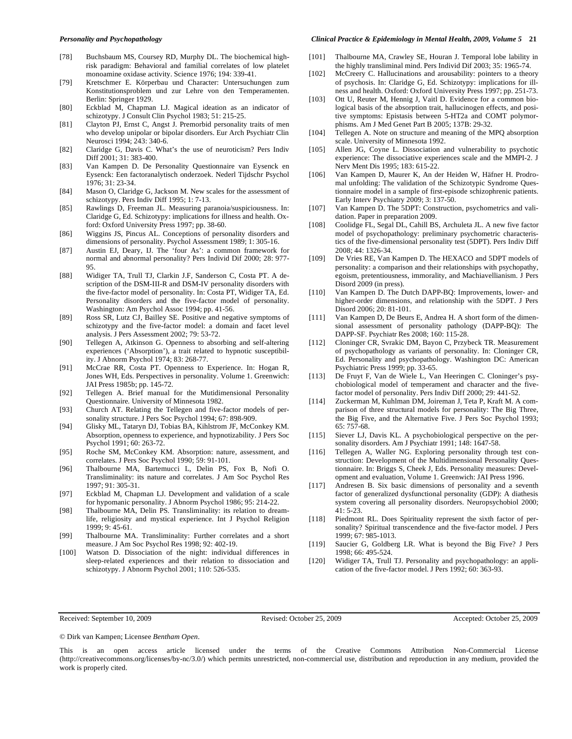[78] Buchsbaum MS, Coursey RD, Murphy DL. The biochemical high-risk paradigm: Behavioral and familial correlates of low platelet monoamine oxidase activity. Science 1976; 194: 339-41.

[79] Kretschmer E. Körperbau und Character: Untersuchungen zum Konstitutionsproblem und zur Lehre von den Temperamenten. Berlin: Springer 1929.

[80] Eckblad M, Chapman LJ. Magical ideation as an indicator of schizotypy. J Consult Clin Psychol 1983; 51: 215-25.

[81] Clayton PJ, Ernst C, Angst J. Premorbid personality traits of men who develop unipolar or bipolar disorders. Eur Arch Psychiatr Clin Neurosci 1994; 243: 340-6.

[82] Claridge G, Davis C. What's the use of neuroticism? Pers Indiv Diff 2001; 31: 383-400.

[83] Van Kampen D. De Personality Questionnaire van Eysenck en Eysenck: Een factoranalytisch onderzoek. Nederl Tijdschr Psychol 1976; 31: 23-34.

[84] Mason O, Claridge G, Jackson M. New scales for the assessment of schizotypy. Pers Indiv Diff 1995; 1: 7-13.

[85] Rawlings D, Freeman JL. Measuring paranoia/suspiciousness. In: Claridge G, Ed. Schizotypy: implications for illness and health. Oxford: Oxford University Press 1997; pp. 38-60.

[86] Wiggins JS, Pincus AL. Conceptions of personality disorders and dimensions of personality. Psychol Assessment 1989; 1: 305-16.

[87] Austin EJ, Deary, IJ. The 'four As': a common framework for normal and abnormal personality? Pers Individ Dif 2000; 28: 977-95.

[88] Widiger TA, Trull TJ, Clarkin J.F, Sanderson C, Costa PT. A description of the DSM-III-R and DSM-IV personality disorders with the five-factor model of personality. In: Costa PT, Widiger TA, Ed. Personality disorders and the five-factor model of personality. Washington: Am Psychol Assoc 1994; pp. 41-56.

[89] Ross SR, Lutz CJ, Bailey SE. Positive and negative symptoms of schizotypy and the five-factor model: a domain and facet level analysis. J Pers Assessment 2002; 79: 53-72.

[90] Tellegen A, Atkinson G. Openness to absorbing and self-altering experiences ('Absorption'), a trait related to hypnotic susceptibility. J Abnorm Psychol 1974; 83: 268-77.

[91] McCrae RR, Costa PT. Openness to Experience. In: Hogan R, Jones WH, Eds. Perspectives in personality. Volume 1. Greenwich: JAI Press 1985b; pp. 145-72.

[92] Tellegen A. Brief manual for the Mutidimensional Personality Questionnaire. University of Minnesota 1982.

[93] Church AT. Relating the Tellegen and five-factor models of personality structure. J Pers Soc Psychol 1994; 67: 898-909.

[94] Glisky ML, Tataryn DJ, Tobias BA, Kihlstrom JF, McConkey KM. Absorption, openness to experience, and hypnotizability. J Pers Soc Psychol 1991; 60: 263-72.

[95] Roche SM, McConkey KM. Absorption: nature, assessment, and correlates. J Pers Soc Psychol 1990; 59: 91-101.

[96] Thalbourne MA, Bartemucci L, Delin PS, Fox B, Nofi O. Transliminality: its nature and correlates. J Am Soc Psychol Res 1997; 91: 305-31.

[97] Eckblad M, Chapman LJ. Development and validation of a scale for hypomanic personality. J Abnorm Psychol 1986; 95: 214-22.

[98] Thalbourne MA, Delin PS. Transliminality: its relation to dream-life, religiosity and mystical experience. Int J Psychol Religion 1999; 9: 45-61.

[99] Thalbourne MA. Transliminality: Further correlates and a short measure. J Am Soc Psychol Res 1998; 92: 402-19.

[100] Watson D. Dissociation of the night: individual differences in sleep-related experiences and their relation to dissociation and schizotypy. J Abnorm Psychol 2001; 110: 526-535.

[101] Thalbourne MA, Crawley SE, Houran J. Temporal lobe lability in the highly transliminal mind. Pers Individ Dif 2003; 35: 1965-74.

[102] McCreery C. Hallucinations and arousability: pointers to a theory of psychosis. In: Claridge G, Ed. Schizotypy: implications for illness and health. Oxford: Oxford University Press 1997; pp. 251-73.

[103] Ott U, Reuter M, Hennig J, Vaitl D. Evidence for a common biological basis of the absorption trait, hallucinogen effects, and positive symptoms: Epistasis between 5-HT2a and COMT polymorphisms. Am J Med Genet Part B 2005; 137B: 29-32.

[104] Tellegen A. Note on structure and meaning of the MPQ absorption scale. University of Minnesota 1992.

[105] Allen JG, Coyne L. Dissociation and vulnerability to psychotic experience: The dissociative experiences scale and the MMPI-2. J Nerv Ment Dis 1995; 183: 615-22.

[106] Van Kampen D, Maurer K, An der Heiden W, Häfner H. Prodromal unfolding: The validation of the Schizotypic Syndrome Questionnaire model in a sample of first-episode schizophrenic patients. Early Interv Psychiatry 2009; 3: 137-50.

[107] Van Kampen D. The 5DPT: Construction, psychometrics and validation. Paper in preparation 2009.

[108] Coolidge FL, Segal DL, Cahill BS, Archuleta JL. A new five factor model of psychopathology: preliminary psychometric characteristics of the five-dimensional personality test (5DPT). Pers Indiv Diff 2008; 44: 1326-34.

[109] De Vries RE, Van Kampen D. The HEXACO and 5DPT models of personality: a comparison and their relationships with psychopathy, egoism, pretentiousness, immorality, and Machiavellianism. J Pers Disord 2009 (in press).

[110] Van Kampen D. The Dutch DAPP-BQ: Improvements, lower- and higher-order dimensions, and relationship with the 5DPT. J Pers Disord 2006; 20: 81-101.

[111] Van Kampen D, De Beurs E, Andrea H. A short form of the dimensional assessment of personality pathology (DAPP-BQ): The DAPP-SF. Psychiatr Res 2008; 160: 115-28.

[112] Cloninger CR, Svrakic DM, Bayon C, Przybeck TR. Measurement of psychopathology as variants of personality. In: Cloninger CR, Ed. Personality and psychopathology. Washington DC: American Psychiatric Press 1999; pp. 33-65.

[113] De Fruyt F, Van de Wiele L, Van Heeringen C. Cloninger's psychobiological model of temperament and character and the five-factor model of personality. Pers Indiv Diff 2000; 29: 441-52.

[114] Zuckerman M, Kuhlman DM, Joireman J, Teta P, Kraft M. A comparison of three structural models for personality: The Big Three, the Big Five, and the Alternative Five. J Pers Soc Psychol 1993; 65: 757-68.

[115] Siever LJ, Davis KL. A psychobiological perspective on the personality disorders. Am J Psychiatr 1991; 148: 1647-58.

[116] Tellegen A, Waller NG. Exploring personality through test construction: Development of the Multidimensional Personality Questionnaire. In: Briggs S, Cheek J, Eds. Personality measures: Development and evaluation, Volume 1. Greenwich: JAI Press 1996.

[117] Andresen B. Six basic dimensions of personality and a seventh factor of generalized dysfunctional personality (GDP): A diathesis system covering all personality disorders. Neuropsychobiol 2000; 41: 5-23.

[118] Piedmont RL. Does Spirituality represent the sixth factor of personality? Spiritual transcendence and the five-factor model. J Pers 1999; 67: 985-1013.

[119] Saucier G, Goldberg LR. What is beyond the Big Five? J Pers 1998; 66: 495-524.

[120] Widiger TA, Trull TJ. Personality and psychopathology: an application of the five-factor model. J Pers 1992; 60: 363-93.

Received: September 10, 2009 Revised: October 25, 2009 Accepted: October 25, 2009

© Dirk van Kampen; Licensee *Bentham Open*.

This is an open access article licensed under the terms of the Creative Commons Attribution Non-Commercial License (http://creativecommons.org/licenses/by-nc/3.0/) which permits unrestricted, non-commercial use, distribution and reproduction in any medium, provided the work is properly cited.